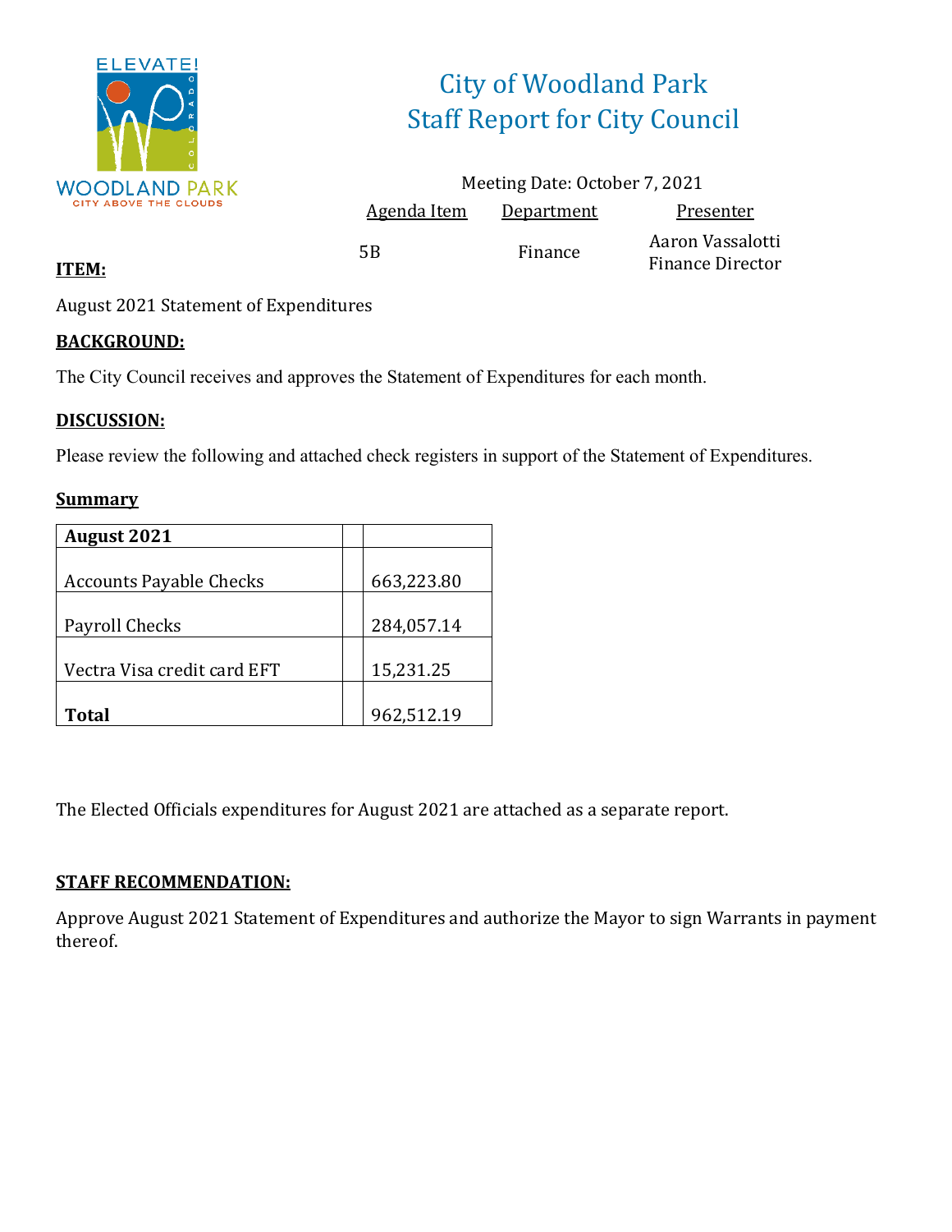# City of Woodland Park
## Staff Report for City Council

Meeting Date: October 7, 2021

| Agenda Item | Department | Presenter |
|---|---|---|
| 5B | Finance | Aaron Vassalotti<br>Finance Director |

**ITEM:**

August 2021 Statement of Expenditures

**BACKGROUND:**

The City Council receives and approves the Statement of Expenditures for each month.

**DISCUSSION:**

Please review the following and attached check registers in support of the Statement of Expenditures.

**Summary**

| August 2021 | | |
|---|---|---|
| Accounts Payable Checks | | 663,223.80 |
| Payroll Checks | | 284,057.14 |
| Vectra Visa credit card EFT | | 15,231.25 |
| **Total** | | 962,512.19 |

The Elected Officials expenditures for August 2021 are attached as a separate report.

**STAFF RECOMMENDATION:**

Approve August 2021 Statement of Expenditures and authorize the Mayor to sign Warrants in payment thereof.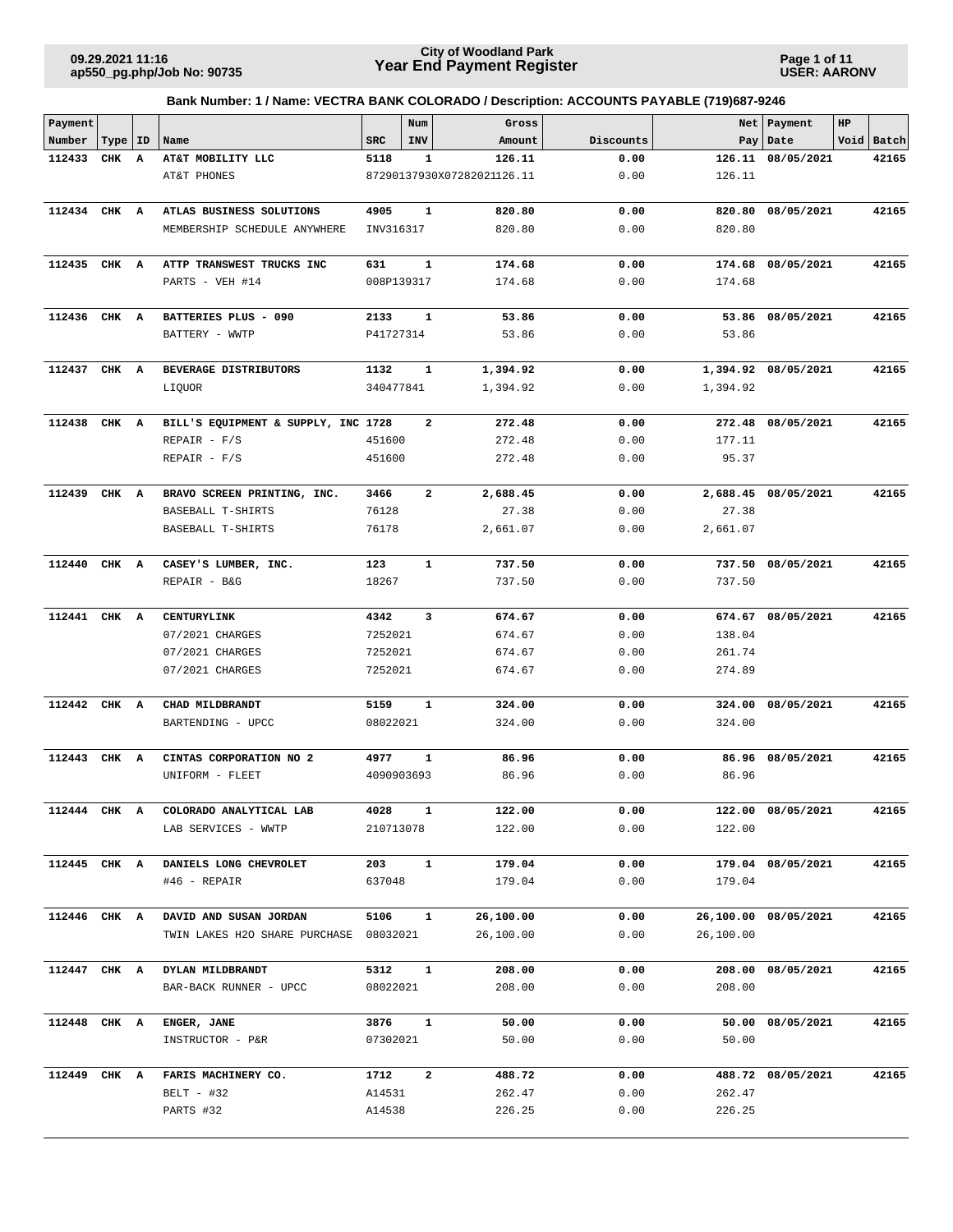**City of Woodland Park**
**Year End Payment Register**

09.29.2021 11:16
ap550_pg.php/Job No: 90735

USER: AARONV

**Bank Number: 1 / Name: VECTRA BANK COLORADO / Description: ACCOUNTS PAYABLE (719)687-9246**

| Payment Number | Type | ID | Name | SRC | Num INV | Gross Amount | Discounts | Net Pay | Payment Date | HP Void | Batch |
|---|---|---|---|---|---|---|---|---|---|---|---|
| **112433** | **CHK** | **A** | **AT&T MOBILITY LLC** | **5118** | **1** | **126.11** | **0.00** | **126.11** | **08/05/2021** | | **42165** |
| | | | AT&T PHONES | 87290137930X07282021 | | 126.11 | 0.00 | 126.11 | | | |
| **112434** | **CHK** | **A** | **ATLAS BUSINESS SOLUTIONS** | **4905** | **1** | **820.80** | **0.00** | **820.80** | **08/05/2021** | | **42165** |
| | | | MEMBERSHIP SCHEDULE ANYWHERE | INV316317 | | 820.80 | 0.00 | 820.80 | | | |
| **112435** | **CHK** | **A** | **ATTP TRANSWEST TRUCKS INC** | **631** | **1** | **174.68** | **0.00** | **174.68** | **08/05/2021** | | **42165** |
| | | | PARTS - VEH #14 | 008P139317 | | 174.68 | 0.00 | 174.68 | | | |
| **112436** | **CHK** | **A** | **BATTERIES PLUS - 090** | **2133** | **1** | **53.86** | **0.00** | **53.86** | **08/05/2021** | | **42165** |
| | | | BATTERY - WWTP | P41727314 | | 53.86 | 0.00 | 53.86 | | | |
| **112437** | **CHK** | **A** | **BEVERAGE DISTRIBUTORS** | **1132** | **1** | **1,394.92** | **0.00** | **1,394.92** | **08/05/2021** | | **42165** |
| | | | LIQUOR | 340477841 | | 1,394.92 | 0.00 | 1,394.92 | | | |
| **112438** | **CHK** | **A** | **BILL'S EQUIPMENT & SUPPLY, INC** | **1728** | **2** | **272.48** | **0.00** | **272.48** | **08/05/2021** | | **42165** |
| | | | REPAIR - F/S | 451600 | | 272.48 | 0.00 | 177.11 | | | |
| | | | REPAIR - F/S | 451600 | | 272.48 | 0.00 | 95.37 | | | |
| **112439** | **CHK** | **A** | **BRAVO SCREEN PRINTING, INC.** | **3466** | **2** | **2,688.45** | **0.00** | **2,688.45** | **08/05/2021** | | **42165** |
| | | | BASEBALL T-SHIRTS | 76128 | | 27.38 | 0.00 | 27.38 | | | |
| | | | BASEBALL T-SHIRTS | 76178 | | 2,661.07 | 0.00 | 2,661.07 | | | |
| **112440** | **CHK** | **A** | **CASEY'S LUMBER, INC.** | **123** | **1** | **737.50** | **0.00** | **737.50** | **08/05/2021** | | **42165** |
| | | | REPAIR - B&G | 18267 | | 737.50 | 0.00 | 737.50 | | | |
| **112441** | **CHK** | **A** | **CENTURYLINK** | **4342** | **3** | **674.67** | **0.00** | **674.67** | **08/05/2021** | | **42165** |
| | | | 07/2021 CHARGES | 7252021 | | 674.67 | 0.00 | 138.04 | | | |
| | | | 07/2021 CHARGES | 7252021 | | 674.67 | 0.00 | 261.74 | | | |
| | | | 07/2021 CHARGES | 7252021 | | 674.67 | 0.00 | 274.89 | | | |
| **112442** | **CHK** | **A** | **CHAD MILDBRANDT** | **5159** | **1** | **324.00** | **0.00** | **324.00** | **08/05/2021** | | **42165** |
| | | | BARTENDING - UPCC | 08022021 | | 324.00 | 0.00 | 324.00 | | | |
| **112443** | **CHK** | **A** | **CINTAS CORPORATION NO 2** | **4977** | **1** | **86.96** | **0.00** | **86.96** | **08/05/2021** | | **42165** |
| | | | UNIFORM - FLEET | 4090903693 | | 86.96 | 0.00 | 86.96 | | | |
| **112444** | **CHK** | **A** | **COLORADO ANALYTICAL LAB** | **4028** | **1** | **122.00** | **0.00** | **122.00** | **08/05/2021** | | **42165** |
| | | | LAB SERVICES - WWTP | 210713078 | | 122.00 | 0.00 | 122.00 | | | |
| **112445** | **CHK** | **A** | **DANIELS LONG CHEVROLET** | **203** | **1** | **179.04** | **0.00** | **179.04** | **08/05/2021** | | **42165** |
| | | | #46 - REPAIR | 637048 | | 179.04 | 0.00 | 179.04 | | | |
| **112446** | **CHK** | **A** | **DAVID AND SUSAN JORDAN** | **5106** | **1** | **26,100.00** | **0.00** | **26,100.00** | **08/05/2021** | | **42165** |
| | | | TWIN LAKES H2O SHARE PURCHASE | 08032021 | | 26,100.00 | 0.00 | 26,100.00 | | | |
| **112447** | **CHK** | **A** | **DYLAN MILDBRANDT** | **5312** | **1** | **208.00** | **0.00** | **208.00** | **08/05/2021** | | **42165** |
| | | | BAR-BACK RUNNER - UPCC | 08022021 | | 208.00 | 0.00 | 208.00 | | | |
| **112448** | **CHK** | **A** | **ENGER, JANE** | **3876** | **1** | **50.00** | **0.00** | **50.00** | **08/05/2021** | | **42165** |
| | | | INSTRUCTOR - P&R | 07302021 | | 50.00 | 0.00 | 50.00 | | | |
| **112449** | **CHK** | **A** | **FARIS MACHINERY CO.** | **1712** | **2** | **488.72** | **0.00** | **488.72** | **08/05/2021** | | **42165** |
| | | | BELT - #32 | A14531 | | 262.47 | 0.00 | 262.47 | | | |
| | | | PARTS #32 | A14538 | | 226.25 | 0.00 | 226.25 | | | |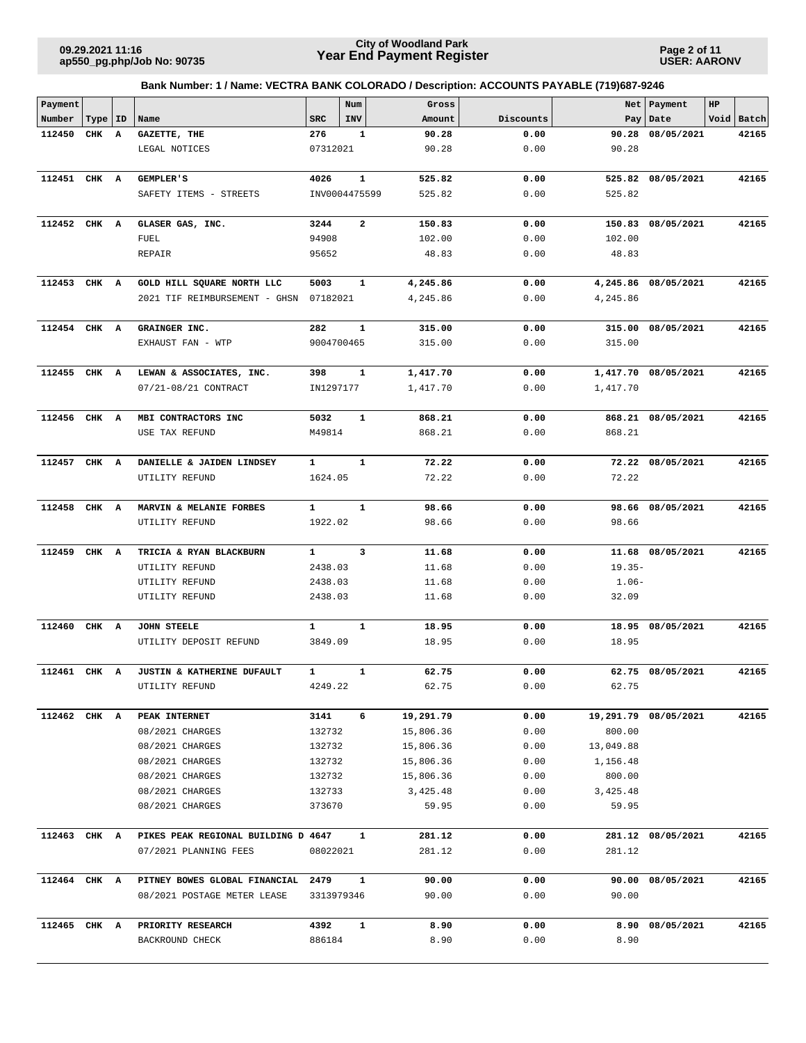**City of Woodland Park**
**Year End Payment Register**

09.29.2021 11:16
ap550_pg.php/Job No: 90735

USER: AARONV

**Bank Number: 1 / Name: VECTRA BANK COLORADO / Description: ACCOUNTS PAYABLE (719)687-9246**

| Payment Number | Type | ID | Name | SRC | Num INV | Gross Amount | Discounts | Net Pay | Payment Date | HP Void | Batch |
|---|---|---|---|---|---|---|---|---|---|---|---|
| **112450** | **CHK** | **A** | **GAZETTE, THE** | **276** | **1** | **90.28** | **0.00** | **90.28** | **08/05/2021** | | **42165** |
| | | | LEGAL NOTICES | 07312021 | | 90.28 | 0.00 | 90.28 | | | |
| **112451** | **CHK** | **A** | **GEMPLER'S** | **4026** | **1** | **525.82** | **0.00** | **525.82** | **08/05/2021** | | **42165** |
| | | | SAFETY ITEMS - STREETS | INV0004475599 | | 525.82 | 0.00 | 525.82 | | | |
| **112452** | **CHK** | **A** | **GLASER GAS, INC.** | **3244** | **2** | **150.83** | **0.00** | **150.83** | **08/05/2021** | | **42165** |
| | | | FUEL | 94908 | | 102.00 | 0.00 | 102.00 | | | |
| | | | REPAIR | 95652 | | 48.83 | 0.00 | 48.83 | | | |
| **112453** | **CHK** | **A** | **GOLD HILL SQUARE NORTH LLC** | **5003** | **1** | **4,245.86** | **0.00** | **4,245.86** | **08/05/2021** | | **42165** |
| | | | 2021 TIF REIMBURSEMENT - GHSN | 07182021 | | 4,245.86 | 0.00 | 4,245.86 | | | |
| **112454** | **CHK** | **A** | **GRAINGER INC.** | **282** | **1** | **315.00** | **0.00** | **315.00** | **08/05/2021** | | **42165** |
| | | | EXHAUST FAN - WTP | 9004700465 | | 315.00 | 0.00 | 315.00 | | | |
| **112455** | **CHK** | **A** | **LEWAN & ASSOCIATES, INC.** | **398** | **1** | **1,417.70** | **0.00** | **1,417.70** | **08/05/2021** | | **42165** |
| | | | 07/21-08/21 CONTRACT | IN1297177 | | 1,417.70 | 0.00 | 1,417.70 | | | |
| **112456** | **CHK** | **A** | **MBI CONTRACTORS INC** | **5032** | **1** | **868.21** | **0.00** | **868.21** | **08/05/2021** | | **42165** |
| | | | USE TAX REFUND | M49814 | | 868.21 | 0.00 | 868.21 | | | |
| **112457** | **CHK** | **A** | **DANIELLE & JAIDEN LINDSEY** | **1** | **1** | **72.22** | **0.00** | **72.22** | **08/05/2021** | | **42165** |
| | | | UTILITY REFUND | 1624.05 | | 72.22 | 0.00 | 72.22 | | | |
| **112458** | **CHK** | **A** | **MARVIN & MELANIE FORBES** | **1** | **1** | **98.66** | **0.00** | **98.66** | **08/05/2021** | | **42165** |
| | | | UTILITY REFUND | 1922.02 | | 98.66 | 0.00 | 98.66 | | | |
| **112459** | **CHK** | **A** | **TRICIA & RYAN BLACKBURN** | **1** | **3** | **11.68** | **0.00** | **11.68** | **08/05/2021** | | **42165** |
| | | | UTILITY REFUND | 2438.03 | | 11.68 | 0.00 | 19.35- | | | |
| | | | UTILITY REFUND | 2438.03 | | 11.68 | 0.00 | 1.06- | | | |
| | | | UTILITY REFUND | 2438.03 | | 11.68 | 0.00 | 32.09 | | | |
| **112460** | **CHK** | **A** | **JOHN STEELE** | **1** | **1** | **18.95** | **0.00** | **18.95** | **08/05/2021** | | **42165** |
| | | | UTILITY DEPOSIT REFUND | 3849.09 | | 18.95 | 0.00 | 18.95 | | | |
| **112461** | **CHK** | **A** | **JUSTIN & KATHERINE DUFAULT** | **1** | **1** | **62.75** | **0.00** | **62.75** | **08/05/2021** | | **42165** |
| | | | UTILITY REFUND | 4249.22 | | 62.75 | 0.00 | 62.75 | | | |
| **112462** | **CHK** | **A** | **PEAK INTERNET** | **3141** | **6** | **19,291.79** | **0.00** | **19,291.79** | **08/05/2021** | | **42165** |
| | | | 08/2021 CHARGES | 132732 | | 15,806.36 | 0.00 | 800.00 | | | |
| | | | 08/2021 CHARGES | 132732 | | 15,806.36 | 0.00 | 13,049.88 | | | |
| | | | 08/2021 CHARGES | 132732 | | 15,806.36 | 0.00 | 1,156.48 | | | |
| | | | 08/2021 CHARGES | 132732 | | 15,806.36 | 0.00 | 800.00 | | | |
| | | | 08/2021 CHARGES | 132733 | | 3,425.48 | 0.00 | 3,425.48 | | | |
| | | | 08/2021 CHARGES | 373670 | | 59.95 | 0.00 | 59.95 | | | |
| **112463** | **CHK** | **A** | **PIKES PEAK REGIONAL BUILDING D** | **4647** | **1** | **281.12** | **0.00** | **281.12** | **08/05/2021** | | **42165** |
| | | | 07/2021 PLANNING FEES | 08022021 | | 281.12 | 0.00 | 281.12 | | | |
| **112464** | **CHK** | **A** | **PITNEY BOWES GLOBAL FINANCIAL** | **2479** | **1** | **90.00** | **0.00** | **90.00** | **08/05/2021** | | **42165** |
| | | | 08/2021 POSTAGE METER LEASE | 3313979346 | | 90.00 | 0.00 | 90.00 | | | |
| **112465** | **CHK** | **A** | **PRIORITY RESEARCH** | **4392** | **1** | **8.90** | **0.00** | **8.90** | **08/05/2021** | | **42165** |
| | | | BACKROUND CHECK | 886184 | | 8.90 | 0.00 | 8.90 | | | |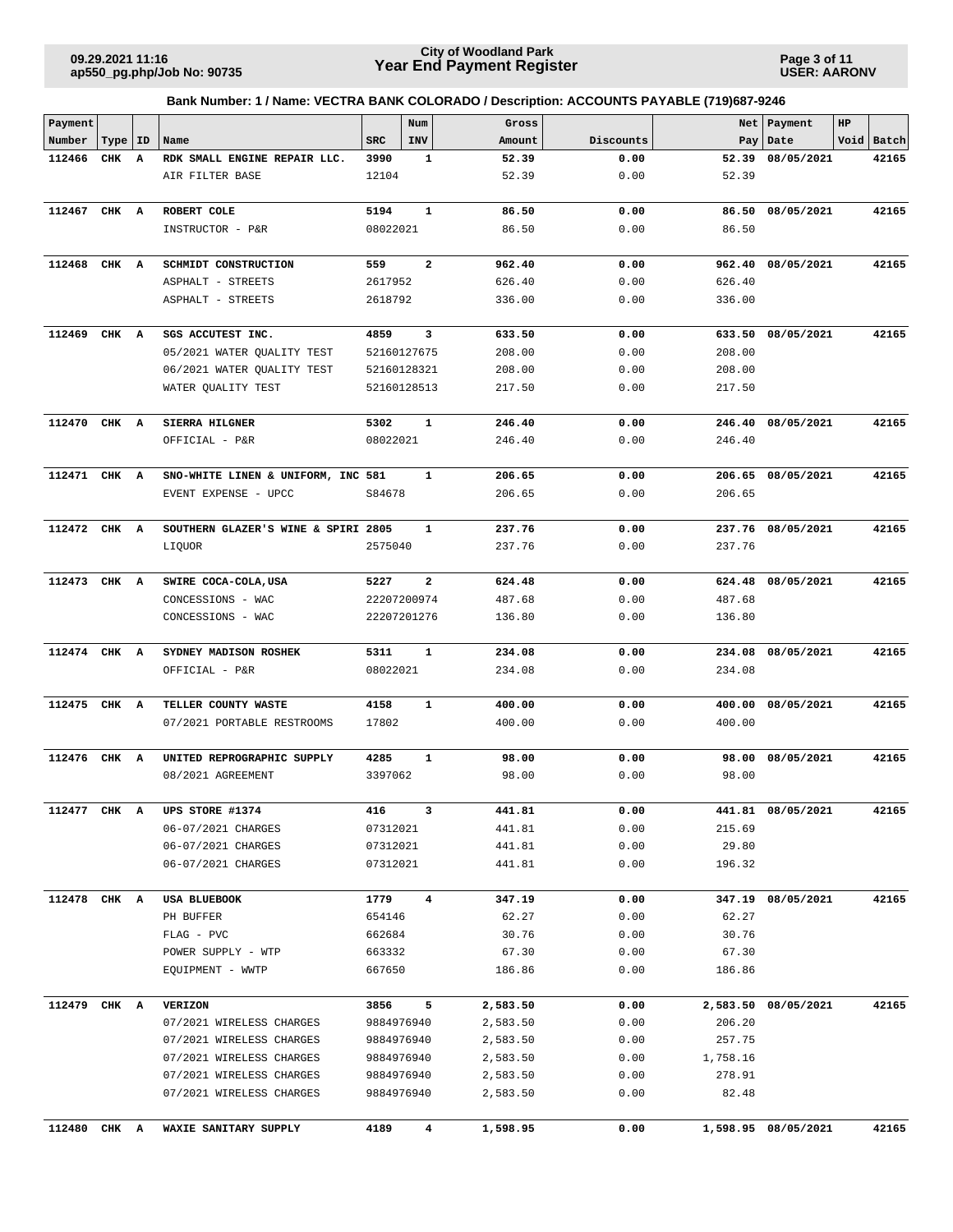**City of Woodland Park**
**Year End Payment Register**

09.29.2021 11:16
ap550_pg.php/Job No: 90735

USER: AARONV

**Bank Number: 1 / Name: VECTRA BANK COLORADO / Description: ACCOUNTS PAYABLE (719)687-9246**

| Payment Number | Type | ID | Name | SRC | Num INV | Gross Amount | Discounts | Net Pay | Payment Date | HP Void | Batch |
|---|---|---|---|---|---|---|---|---|---|---|---|
| **112466** | **CHK** | **A** | **RDK SMALL ENGINE REPAIR LLC.** | **3990** | **1** | **52.39** | **0.00** | **52.39** | **08/05/2021** | | **42165** |
| | | | AIR FILTER BASE | 12104 | | 52.39 | 0.00 | 52.39 | | | |
| **112467** | **CHK** | **A** | **ROBERT COLE** | **5194** | **1** | **86.50** | **0.00** | **86.50** | **08/05/2021** | | **42165** |
| | | | INSTRUCTOR - P&R | 08022021 | | 86.50 | 0.00 | 86.50 | | | |
| **112468** | **CHK** | **A** | **SCHMIDT CONSTRUCTION** | **559** | **2** | **962.40** | **0.00** | **962.40** | **08/05/2021** | | **42165** |
| | | | ASPHALT - STREETS | 2617952 | | 626.40 | 0.00 | 626.40 | | | |
| | | | ASPHALT - STREETS | 2618792 | | 336.00 | 0.00 | 336.00 | | | |
| **112469** | **CHK** | **A** | **SGS ACCUTEST INC.** | **4859** | **3** | **633.50** | **0.00** | **633.50** | **08/05/2021** | | **42165** |
| | | | 05/2021 WATER QUALITY TEST | 52160127675 | | 208.00 | 0.00 | 208.00 | | | |
| | | | 06/2021 WATER QUALITY TEST | 52160128321 | | 208.00 | 0.00 | 208.00 | | | |
| | | | WATER QUALITY TEST | 52160128513 | | 217.50 | 0.00 | 217.50 | | | |
| **112470** | **CHK** | **A** | **SIERRA HILGNER** | **5302** | **1** | **246.40** | **0.00** | **246.40** | **08/05/2021** | | **42165** |
| | | | OFFICIAL - P&R | 08022021 | | 246.40 | 0.00 | 246.40 | | | |
| **112471** | **CHK** | **A** | **SNO-WHITE LINEN & UNIFORM, INC** | **581** | **1** | **206.65** | **0.00** | **206.65** | **08/05/2021** | | **42165** |
| | | | EVENT EXPENSE - UPCC | S84678 | | 206.65 | 0.00 | 206.65 | | | |
| **112472** | **CHK** | **A** | **SOUTHERN GLAZER'S WINE & SPIRI** | **2805** | **1** | **237.76** | **0.00** | **237.76** | **08/05/2021** | | **42165** |
| | | | LIQUOR | 2575040 | | 237.76 | 0.00 | 237.76 | | | |
| **112473** | **CHK** | **A** | **SWIRE COCA-COLA,USA** | **5227** | **2** | **624.48** | **0.00** | **624.48** | **08/05/2021** | | **42165** |
| | | | CONCESSIONS - WAC | 22207200974 | | 487.68 | 0.00 | 487.68 | | | |
| | | | CONCESSIONS - WAC | 22207201276 | | 136.80 | 0.00 | 136.80 | | | |
| **112474** | **CHK** | **A** | **SYDNEY MADISON ROSHEK** | **5311** | **1** | **234.08** | **0.00** | **234.08** | **08/05/2021** | | **42165** |
| | | | OFFICIAL - P&R | 08022021 | | 234.08 | 0.00 | 234.08 | | | |
| **112475** | **CHK** | **A** | **TELLER COUNTY WASTE** | **4158** | **1** | **400.00** | **0.00** | **400.00** | **08/05/2021** | | **42165** |
| | | | 07/2021 PORTABLE RESTROOMS | 17802 | | 400.00 | 0.00 | 400.00 | | | |
| **112476** | **CHK** | **A** | **UNITED REPROGRAPHIC SUPPLY** | **4285** | **1** | **98.00** | **0.00** | **98.00** | **08/05/2021** | | **42165** |
| | | | 08/2021 AGREEMENT | 3397062 | | 98.00 | 0.00 | 98.00 | | | |
| **112477** | **CHK** | **A** | **UPS STORE #1374** | **416** | **3** | **441.81** | **0.00** | **441.81** | **08/05/2021** | | **42165** |
| | | | 06-07/2021 CHARGES | 07312021 | | 441.81 | 0.00 | 215.69 | | | |
| | | | 06-07/2021 CHARGES | 07312021 | | 441.81 | 0.00 | 29.80 | | | |
| | | | 06-07/2021 CHARGES | 07312021 | | 441.81 | 0.00 | 196.32 | | | |
| **112478** | **CHK** | **A** | **USA BLUEBOOK** | **1779** | **4** | **347.19** | **0.00** | **347.19** | **08/05/2021** | | **42165** |
| | | | PH BUFFER | 654146 | | 62.27 | 0.00 | 62.27 | | | |
| | | | FLAG - PVC | 662684 | | 30.76 | 0.00 | 30.76 | | | |
| | | | POWER SUPPLY - WTP | 663332 | | 67.30 | 0.00 | 67.30 | | | |
| | | | EQUIPMENT - WWTP | 667650 | | 186.86 | 0.00 | 186.86 | | | |
| **112479** | **CHK** | **A** | **VERIZON** | **3856** | **5** | **2,583.50** | **0.00** | **2,583.50** | **08/05/2021** | | **42165** |
| | | | 07/2021 WIRELESS CHARGES | 9884976940 | | 2,583.50 | 0.00 | 206.20 | | | |
| | | | 07/2021 WIRELESS CHARGES | 9884976940 | | 2,583.50 | 0.00 | 257.75 | | | |
| | | | 07/2021 WIRELESS CHARGES | 9884976940 | | 2,583.50 | 0.00 | 1,758.16 | | | |
| | | | 07/2021 WIRELESS CHARGES | 9884976940 | | 2,583.50 | 0.00 | 278.91 | | | |
| | | | 07/2021 WIRELESS CHARGES | 9884976940 | | 2,583.50 | 0.00 | 82.48 | | | |
| **112480** | **CHK** | **A** | **WAXIE SANITARY SUPPLY** | **4189** | **4** | **1,598.95** | **0.00** | **1,598.95** | **08/05/2021** | | **42165** |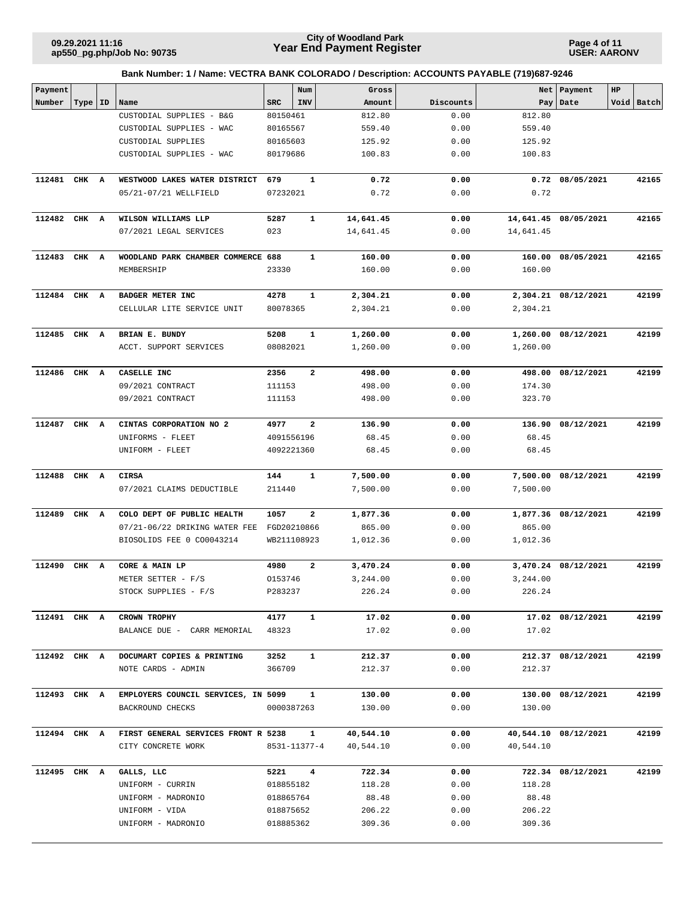**Bank Number: 1 / Name: VECTRA BANK COLORADO / Description: ACCOUNTS PAYABLE (719)687-9246**

| Payment Number | Type | ID | Name | SRC | Num INV | Gross Amount | Discounts | Net Pay | Payment Date | HP Void | Batch |
|---|---|---|---|---|---|---|---|---|---|---|---|
| | | | CUSTODIAL SUPPLIES - B&G | 80150461 | | 812.80 | 0.00 | 812.80 | | | |
| | | | CUSTODIAL SUPPLIES - WAC | 80165567 | | 559.40 | 0.00 | 559.40 | | | |
| | | | CUSTODIAL SUPPLIES | 80165603 | | 125.92 | 0.00 | 125.92 | | | |
| | | | CUSTODIAL SUPPLIES - WAC | 80179686 | | 100.83 | 0.00 | 100.83 | | | |
| **112481** | **CHK** | **A** | **WESTWOOD LAKES WATER DISTRICT** | **679** | **1** | **0.72** | **0.00** | **0.72** | **08/05/2021** | | **42165** |
| | | | 05/21-07/21 WELLFIELD | 07232021 | | 0.72 | 0.00 | 0.72 | | | |
| **112482** | **CHK** | **A** | **WILSON WILLIAMS LLP** | **5287** | **1** | **14,641.45** | **0.00** | **14,641.45** | **08/05/2021** | | **42165** |
| | | | 07/2021 LEGAL SERVICES | 023 | | 14,641.45 | 0.00 | 14,641.45 | | | |
| **112483** | **CHK** | **A** | **WOODLAND PARK CHAMBER COMMERCE** | **688** | **1** | **160.00** | **0.00** | **160.00** | **08/05/2021** | | **42165** |
| | | | MEMBERSHIP | 23330 | | 160.00 | 0.00 | 160.00 | | | |
| **112484** | **CHK** | **A** | **BADGER METER INC** | **4278** | **1** | **2,304.21** | **0.00** | **2,304.21** | **08/12/2021** | | **42199** |
| | | | CELLULAR LITE SERVICE UNIT | 80078365 | | 2,304.21 | 0.00 | 2,304.21 | | | |
| **112485** | **CHK** | **A** | **BRIAN E. BUNDY** | **5208** | **1** | **1,260.00** | **0.00** | **1,260.00** | **08/12/2021** | | **42199** |
| | | | ACCT. SUPPORT SERVICES | 08082021 | | 1,260.00 | 0.00 | 1,260.00 | | | |
| **112486** | **CHK** | **A** | **CASELLE INC** | **2356** | **2** | **498.00** | **0.00** | **498.00** | **08/12/2021** | | **42199** |
| | | | 09/2021 CONTRACT | 111153 | | 498.00 | 0.00 | 174.30 | | | |
| | | | 09/2021 CONTRACT | 111153 | | 498.00 | 0.00 | 323.70 | | | |
| **112487** | **CHK** | **A** | **CINTAS CORPORATION NO 2** | **4977** | **2** | **136.90** | **0.00** | **136.90** | **08/12/2021** | | **42199** |
| | | | UNIFORMS - FLEET | 4091556196 | | 68.45 | 0.00 | 68.45 | | | |
| | | | UNIFORM - FLEET | 4092221360 | | 68.45 | 0.00 | 68.45 | | | |
| **112488** | **CHK** | **A** | **CIRSA** | **144** | **1** | **7,500.00** | **0.00** | **7,500.00** | **08/12/2021** | | **42199** |
| | | | 07/2021 CLAIMS DEDUCTIBLE | 211440 | | 7,500.00 | 0.00 | 7,500.00 | | | |
| **112489** | **CHK** | **A** | **COLO DEPT OF PUBLIC HEALTH** | **1057** | **2** | **1,877.36** | **0.00** | **1,877.36** | **08/12/2021** | | **42199** |
| | | | 07/21-06/22 DRIKING WATER FEE | FGD20210866 | | 865.00 | 0.00 | 865.00 | | | |
| | | | BIOSOLIDS FEE 0 CO0043214 | WB211108923 | | 1,012.36 | 0.00 | 1,012.36 | | | |
| **112490** | **CHK** | **A** | **CORE & MAIN LP** | **4980** | **2** | **3,470.24** | **0.00** | **3,470.24** | **08/12/2021** | | **42199** |
| | | | METER SETTER - F/S | O153746 | | 3,244.00 | 0.00 | 3,244.00 | | | |
| | | | STOCK SUPPLIES - F/S | P283237 | | 226.24 | 0.00 | 226.24 | | | |
| **112491** | **CHK** | **A** | **CROWN TROPHY** | **4177** | **1** | **17.02** | **0.00** | **17.02** | **08/12/2021** | | **42199** |
| | | | BALANCE DUE - CARR MEMORIAL | 48323 | | 17.02 | 0.00 | 17.02 | | | |
| **112492** | **CHK** | **A** | **DOCUMART COPIES & PRINTING** | **3252** | **1** | **212.37** | **0.00** | **212.37** | **08/12/2021** | | **42199** |
| | | | NOTE CARDS - ADMIN | 366709 | | 212.37 | 0.00 | 212.37 | | | |
| **112493** | **CHK** | **A** | **EMPLOYERS COUNCIL SERVICES, IN** | **5099** | **1** | **130.00** | **0.00** | **130.00** | **08/12/2021** | | **42199** |
| | | | BACKROUND CHECKS | 0000387263 | | 130.00 | 0.00 | 130.00 | | | |
| **112494** | **CHK** | **A** | **FIRST GENERAL SERVICES FRONT R** | **5238** | **1** | **40,544.10** | **0.00** | **40,544.10** | **08/12/2021** | | **42199** |
| | | | CITY CONCRETE WORK | 8531-11377-4 | | 40,544.10 | 0.00 | 40,544.10 | | | |
| **112495** | **CHK** | **A** | **GALLS, LLC** | **5221** | **4** | **722.34** | **0.00** | **722.34** | **08/12/2021** | | **42199** |
| | | | UNIFORM - CURRIN | 018855182 | | 118.28 | 0.00 | 118.28 | | | |
| | | | UNIFORM - MADRONIO | 018865764 | | 88.48 | 0.00 | 88.48 | | | |
| | | | UNIFORM - VIDA | 018875652 | | 206.22 | 0.00 | 206.22 | | | |
| | | | UNIFORM - MADRONIO | 018885362 | | 309.36 | 0.00 | 309.36 | | | |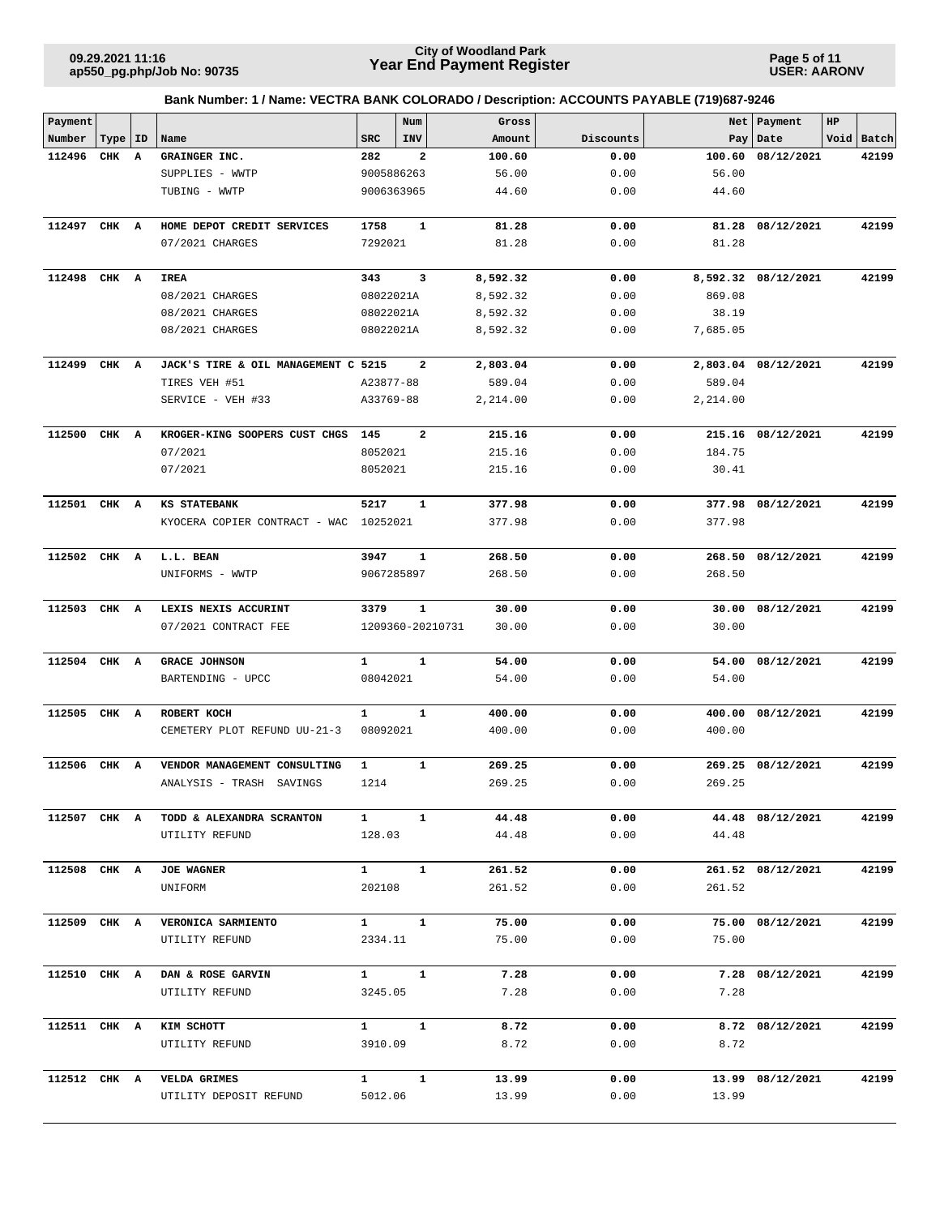**City of Woodland Park**
**Year End Payment Register**

09.29.2021 11:16
ap550_pg.php/Job No: 90735

USER: AARONV

**Bank Number: 1 / Name: VECTRA BANK COLORADO / Description: ACCOUNTS PAYABLE (719)687-9246**

| Payment Number | Type | ID | Name | SRC | Num INV | Gross Amount | Discounts | Net Pay | Payment Date | HP Void | Batch |
|---|---|---|---|---|---|---|---|---|---|---|---|
| **112496** | **CHK** | **A** | **GRAINGER INC.** | **282** | **2** | **100.60** | **0.00** | **100.60** | **08/12/2021** | | **42199** |
| | | | SUPPLIES - WWTP | 9005886263 | | 56.00 | 0.00 | 56.00 | | | |
| | | | TUBING - WWTP | 9006363965 | | 44.60 | 0.00 | 44.60 | | | |
| **112497** | **CHK** | **A** | **HOME DEPOT CREDIT SERVICES** | **1758** | **1** | **81.28** | **0.00** | **81.28** | **08/12/2021** | | **42199** |
| | | | 07/2021 CHARGES | 7292021 | | 81.28 | 0.00 | 81.28 | | | |
| **112498** | **CHK** | **A** | **IREA** | **343** | **3** | **8,592.32** | **0.00** | **8,592.32** | **08/12/2021** | | **42199** |
| | | | 08/2021 CHARGES | 08022021A | | 8,592.32 | 0.00 | 869.08 | | | |
| | | | 08/2021 CHARGES | 08022021A | | 8,592.32 | 0.00 | 38.19 | | | |
| | | | 08/2021 CHARGES | 08022021A | | 8,592.32 | 0.00 | 7,685.05 | | | |
| **112499** | **CHK** | **A** | **JACK'S TIRE & OIL MANAGEMENT C** | **5215** | **2** | **2,803.04** | **0.00** | **2,803.04** | **08/12/2021** | | **42199** |
| | | | TIRES VEH #51 | A23877-88 | | 589.04 | 0.00 | 589.04 | | | |
| | | | SERVICE - VEH #33 | A33769-88 | | 2,214.00 | 0.00 | 2,214.00 | | | |
| **112500** | **CHK** | **A** | **KROGER-KING SOOPERS CUST CHGS** | **145** | **2** | **215.16** | **0.00** | **215.16** | **08/12/2021** | | **42199** |
| | | | 07/2021 | 8052021 | | 215.16 | 0.00 | 184.75 | | | |
| | | | 07/2021 | 8052021 | | 215.16 | 0.00 | 30.41 | | | |
| **112501** | **CHK** | **A** | **KS STATEBANK** | **5217** | **1** | **377.98** | **0.00** | **377.98** | **08/12/2021** | | **42199** |
| | | | KYOCERA COPIER CONTRACT - WAC | 10252021 | | 377.98 | 0.00 | 377.98 | | | |
| **112502** | **CHK** | **A** | **L.L. BEAN** | **3947** | **1** | **268.50** | **0.00** | **268.50** | **08/12/2021** | | **42199** |
| | | | UNIFORMS - WWTP | 9067285897 | | 268.50 | 0.00 | 268.50 | | | |
| **112503** | **CHK** | **A** | **LEXIS NEXIS ACCURINT** | **3379** | **1** | **30.00** | **0.00** | **30.00** | **08/12/2021** | | **42199** |
| | | | 07/2021 CONTRACT FEE | 1209360-20210731 | | 30.00 | 0.00 | 30.00 | | | |
| **112504** | **CHK** | **A** | **GRACE JOHNSON** | **1** | **1** | **54.00** | **0.00** | **54.00** | **08/12/2021** | | **42199** |
| | | | BARTENDING - UPCC | 08042021 | | 54.00 | 0.00 | 54.00 | | | |
| **112505** | **CHK** | **A** | **ROBERT KOCH** | **1** | **1** | **400.00** | **0.00** | **400.00** | **08/12/2021** | | **42199** |
| | | | CEMETERY PLOT REFUND UU-21-3 | 08092021 | | 400.00 | 0.00 | 400.00 | | | |
| **112506** | **CHK** | **A** | **VENDOR MANAGEMENT CONSULTING** | **1** | **1** | **269.25** | **0.00** | **269.25** | **08/12/2021** | | **42199** |
| | | | ANALYSIS - TRASH SAVINGS | 1214 | | 269.25 | 0.00 | 269.25 | | | |
| **112507** | **CHK** | **A** | **TODD & ALEXANDRA SCRANTON** | **1** | **1** | **44.48** | **0.00** | **44.48** | **08/12/2021** | | **42199** |
| | | | UTILITY REFUND | 128.03 | | 44.48 | 0.00 | 44.48 | | | |
| **112508** | **CHK** | **A** | **JOE WAGNER** | **1** | **1** | **261.52** | **0.00** | **261.52** | **08/12/2021** | | **42199** |
| | | | UNIFORM | 202108 | | 261.52 | 0.00 | 261.52 | | | |
| **112509** | **CHK** | **A** | **VERONICA SARMIENTO** | **1** | **1** | **75.00** | **0.00** | **75.00** | **08/12/2021** | | **42199** |
| | | | UTILITY REFUND | 2334.11 | | 75.00 | 0.00 | 75.00 | | | |
| **112510** | **CHK** | **A** | **DAN & ROSE GARVIN** | **1** | **1** | **7.28** | **0.00** | **7.28** | **08/12/2021** | | **42199** |
| | | | UTILITY REFUND | 3245.05 | | 7.28 | 0.00 | 7.28 | | | |
| **112511** | **CHK** | **A** | **KIM SCHOTT** | **1** | **1** | **8.72** | **0.00** | **8.72** | **08/12/2021** | | **42199** |
| | | | UTILITY REFUND | 3910.09 | | 8.72 | 0.00 | 8.72 | | | |
| **112512** | **CHK** | **A** | **VELDA GRIMES** | **1** | **1** | **13.99** | **0.00** | **13.99** | **08/12/2021** | | **42199** |
| | | | UTILITY DEPOSIT REFUND | 5012.06 | | 13.99 | 0.00 | 13.99 | | | |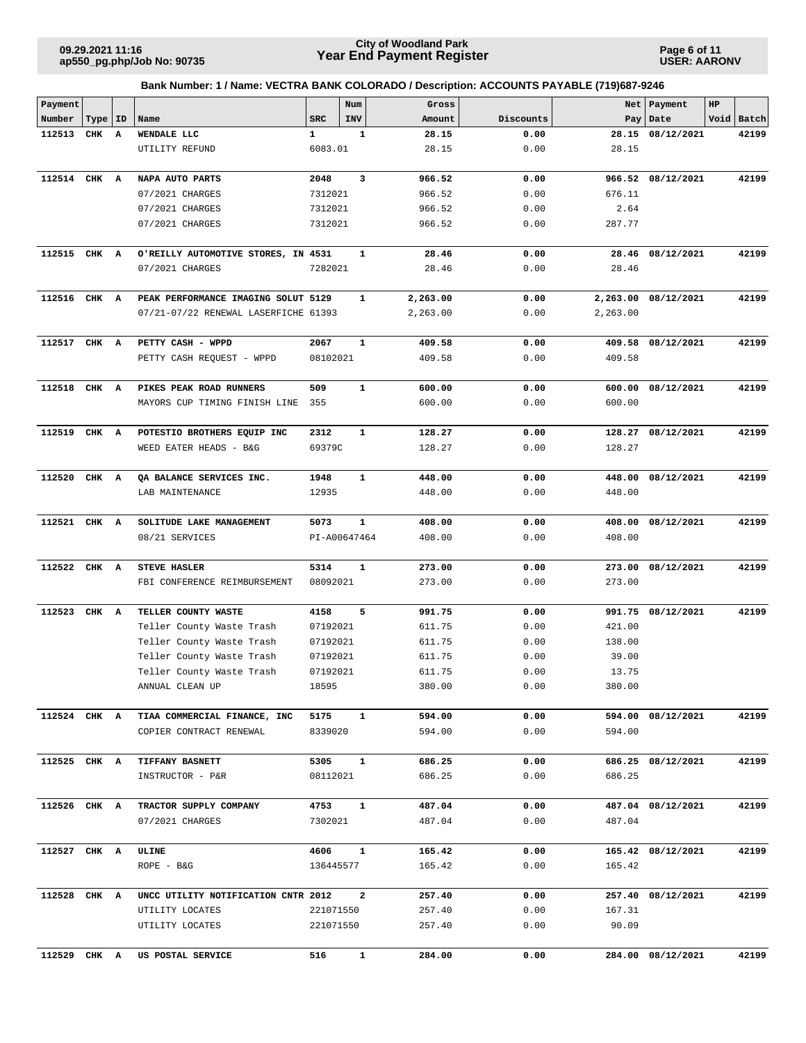# City of Woodland Park
## Year End Payment Register

09.29.2021 11:16
ap550_pg.php/Job No: 90735

USER: AARONV

**Bank Number: 1 / Name: VECTRA BANK COLORADO / Description: ACCOUNTS PAYABLE (719)687-9246**

| Payment Number | Type | ID | Name | SRC | Num INV | Gross Amount | Discounts | Net Pay | Payment Date | HP Void | Batch |
|---|---|---|---|---|---|---|---|---|---|---|---|
| **112513** | **CHK** | **A** | **WENDALE LLC** | **1** | **1** | **28.15** | **0.00** | **28.15** | **08/12/2021** | | **42199** |
| | | | UTILITY REFUND | 6083.01 | | 28.15 | 0.00 | 28.15 | | | |
| **112514** | **CHK** | **A** | **NAPA AUTO PARTS** | **2048** | **3** | **966.52** | **0.00** | **966.52** | **08/12/2021** | | **42199** |
| | | | 07/2021 CHARGES | 7312021 | | 966.52 | 0.00 | 676.11 | | | |
| | | | 07/2021 CHARGES | 7312021 | | 966.52 | 0.00 | 2.64 | | | |
| | | | 07/2021 CHARGES | 7312021 | | 966.52 | 0.00 | 287.77 | | | |
| **112515** | **CHK** | **A** | **O'REILLY AUTOMOTIVE STORES, IN** | **4531** | **1** | **28.46** | **0.00** | **28.46** | **08/12/2021** | | **42199** |
| | | | 07/2021 CHARGES | 7282021 | | 28.46 | 0.00 | 28.46 | | | |
| **112516** | **CHK** | **A** | **PEAK PERFORMANCE IMAGING SOLUT** | **5129** | **1** | **2,263.00** | **0.00** | **2,263.00** | **08/12/2021** | | **42199** |
| | | | 07/21-07/22 RENEWAL LASERFICHE | 61393 | | 2,263.00 | 0.00 | 2,263.00 | | | |
| **112517** | **CHK** | **A** | **PETTY CASH - WPPD** | **2067** | **1** | **409.58** | **0.00** | **409.58** | **08/12/2021** | | **42199** |
| | | | PETTY CASH REQUEST - WPPD | 08102021 | | 409.58 | 0.00 | 409.58 | | | |
| **112518** | **CHK** | **A** | **PIKES PEAK ROAD RUNNERS** | **509** | **1** | **600.00** | **0.00** | **600.00** | **08/12/2021** | | **42199** |
| | | | MAYORS CUP TIMING FINISH LINE | 355 | | 600.00 | 0.00 | 600.00 | | | |
| **112519** | **CHK** | **A** | **POTESTIO BROTHERS EQUIP INC** | **2312** | **1** | **128.27** | **0.00** | **128.27** | **08/12/2021** | | **42199** |
| | | | WEED EATER HEADS - B&G | 69379C | | 128.27 | 0.00 | 128.27 | | | |
| **112520** | **CHK** | **A** | **QA BALANCE SERVICES INC.** | **1948** | **1** | **448.00** | **0.00** | **448.00** | **08/12/2021** | | **42199** |
| | | | LAB MAINTENANCE | 12935 | | 448.00 | 0.00 | 448.00 | | | |
| **112521** | **CHK** | **A** | **SOLITUDE LAKE MANAGEMENT** | **5073** | **1** | **408.00** | **0.00** | **408.00** | **08/12/2021** | | **42199** |
| | | | 08/21 SERVICES | PI-A00647464 | | 408.00 | 0.00 | 408.00 | | | |
| **112522** | **CHK** | **A** | **STEVE HASLER** | **5314** | **1** | **273.00** | **0.00** | **273.00** | **08/12/2021** | | **42199** |
| | | | FBI CONFERENCE REIMBURSEMENT | 08092021 | | 273.00 | 0.00 | 273.00 | | | |
| **112523** | **CHK** | **A** | **TELLER COUNTY WASTE** | **4158** | **5** | **991.75** | **0.00** | **991.75** | **08/12/2021** | | **42199** |
| | | | Teller County Waste Trash | 07192021 | | 611.75 | 0.00 | 421.00 | | | |
| | | | Teller County Waste Trash | 07192021 | | 611.75 | 0.00 | 138.00 | | | |
| | | | Teller County Waste Trash | 07192021 | | 611.75 | 0.00 | 39.00 | | | |
| | | | Teller County Waste Trash | 07192021 | | 611.75 | 0.00 | 13.75 | | | |
| | | | ANNUAL CLEAN UP | 18595 | | 380.00 | 0.00 | 380.00 | | | |
| **112524** | **CHK** | **A** | **TIAA COMMERCIAL FINANCE, INC** | **5175** | **1** | **594.00** | **0.00** | **594.00** | **08/12/2021** | | **42199** |
| | | | COPIER CONTRACT RENEWAL | 8339020 | | 594.00 | 0.00 | 594.00 | | | |
| **112525** | **CHK** | **A** | **TIFFANY BASNETT** | **5305** | **1** | **686.25** | **0.00** | **686.25** | **08/12/2021** | | **42199** |
| | | | INSTRUCTOR - P&R | 08112021 | | 686.25 | 0.00 | 686.25 | | | |
| **112526** | **CHK** | **A** | **TRACTOR SUPPLY COMPANY** | **4753** | **1** | **487.04** | **0.00** | **487.04** | **08/12/2021** | | **42199** |
| | | | 07/2021 CHARGES | 7302021 | | 487.04 | 0.00 | 487.04 | | | |
| **112527** | **CHK** | **A** | **ULINE** | **4606** | **1** | **165.42** | **0.00** | **165.42** | **08/12/2021** | | **42199** |
| | | | ROPE - B&G | 136445577 | | 165.42 | 0.00 | 165.42 | | | |
| **112528** | **CHK** | **A** | **UNCC UTILITY NOTIFICATION CNTR** | **2012** | **2** | **257.40** | **0.00** | **257.40** | **08/12/2021** | | **42199** |
| | | | UTILITY LOCATES | 221071550 | | 257.40 | 0.00 | 167.31 | | | |
| | | | UTILITY LOCATES | 221071550 | | 257.40 | 0.00 | 90.09 | | | |
| **112529** | **CHK** | **A** | **US POSTAL SERVICE** | **516** | **1** | **284.00** | **0.00** | **284.00** | **08/12/2021** | | **42199** |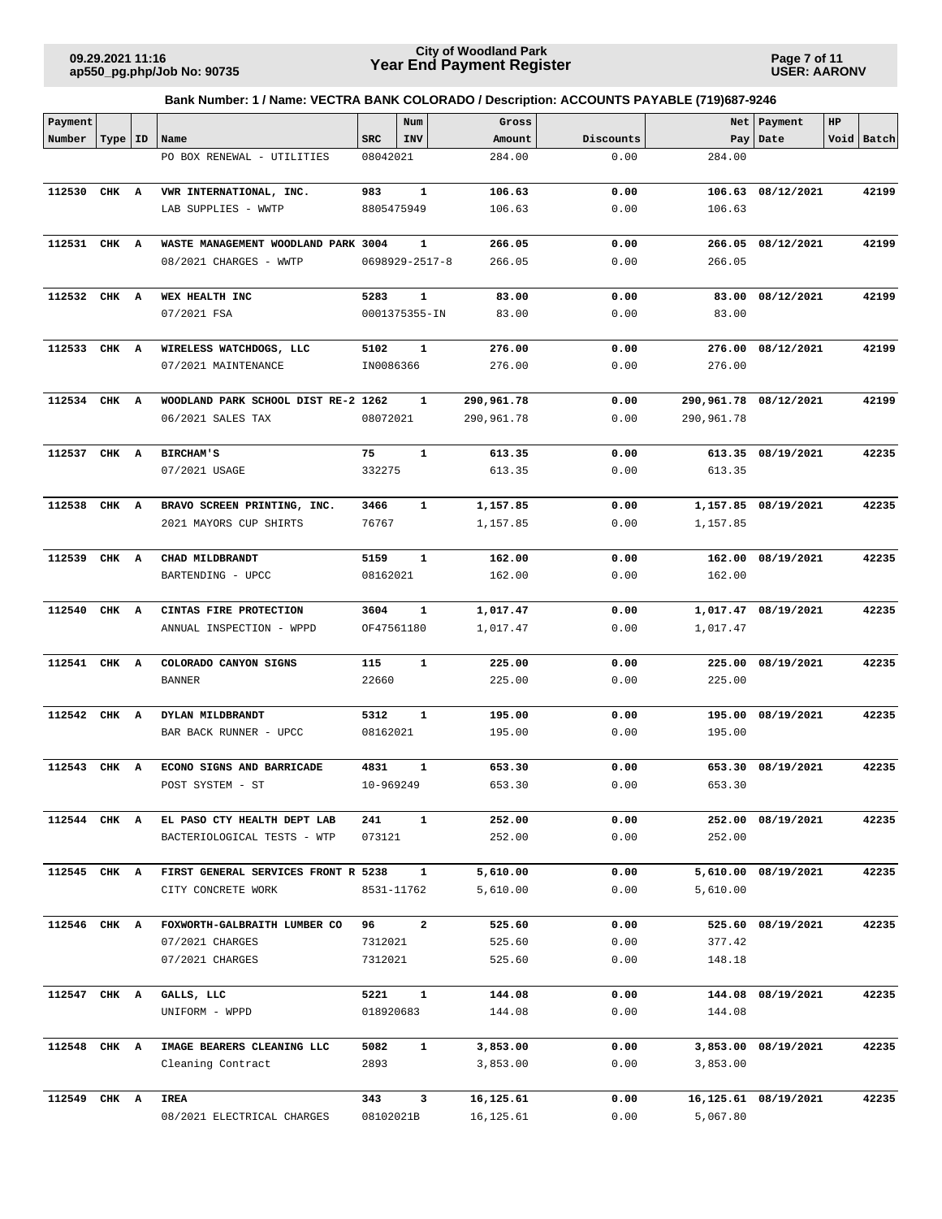**Bank Number: 1 / Name: VECTRA BANK COLORADO / Description: ACCOUNTS PAYABLE (719)687-9246**

| Payment Number | Type | ID | Name | SRC | Num INV | Gross Amount | Discounts | Net Pay | Payment Date | HP Void | Batch |
|---|---|---|---|---|---|---|---|---|---|---|---|
| | | | PO BOX RENEWAL - UTILITIES | 08042021 | | 284.00 | 0.00 | 284.00 | | | |
| **112530** | **CHK** | **A** | **VWR INTERNATIONAL, INC.** | **983** | **1** | **106.63** | **0.00** | **106.63** | **08/12/2021** | | **42199** |
| | | | LAB SUPPLIES - WWTP | 8805475949 | | 106.63 | 0.00 | 106.63 | | | |
| **112531** | **CHK** | **A** | **WASTE MANAGEMENT WOODLAND PARK** | **3004** | **1** | **266.05** | **0.00** | **266.05** | **08/12/2021** | | **42199** |
| | | | 08/2021 CHARGES - WWTP | 0698929-2517-8 | | 266.05 | 0.00 | 266.05 | | | |
| **112532** | **CHK** | **A** | **WEX HEALTH INC** | **5283** | **1** | **83.00** | **0.00** | **83.00** | **08/12/2021** | | **42199** |
| | | | 07/2021 FSA | 0001375355-IN | | 83.00 | 0.00 | 83.00 | | | |
| **112533** | **CHK** | **A** | **WIRELESS WATCHDOGS, LLC** | **5102** | **1** | **276.00** | **0.00** | **276.00** | **08/12/2021** | | **42199** |
| | | | 07/2021 MAINTENANCE | IN0086366 | | 276.00 | 0.00 | 276.00 | | | |
| **112534** | **CHK** | **A** | **WOODLAND PARK SCHOOL DIST RE-2** | **1262** | **1** | **290,961.78** | **0.00** | **290,961.78** | **08/12/2021** | | **42199** |
| | | | 06/2021 SALES TAX | 08072021 | | 290,961.78 | 0.00 | 290,961.78 | | | |
| **112537** | **CHK** | **A** | **BIRCHAM'S** | **75** | **1** | **613.35** | **0.00** | **613.35** | **08/19/2021** | | **42235** |
| | | | 07/2021 USAGE | 332275 | | 613.35 | 0.00 | 613.35 | | | |
| **112538** | **CHK** | **A** | **BRAVO SCREEN PRINTING, INC.** | **3466** | **1** | **1,157.85** | **0.00** | **1,157.85** | **08/19/2021** | | **42235** |
| | | | 2021 MAYORS CUP SHIRTS | 76767 | | 1,157.85 | 0.00 | 1,157.85 | | | |
| **112539** | **CHK** | **A** | **CHAD MILDBRANDT** | **5159** | **1** | **162.00** | **0.00** | **162.00** | **08/19/2021** | | **42235** |
| | | | BARTENDING - UPCC | 08162021 | | 162.00 | 0.00 | 162.00 | | | |
| **112540** | **CHK** | **A** | **CINTAS FIRE PROTECTION** | **3604** | **1** | **1,017.47** | **0.00** | **1,017.47** | **08/19/2021** | | **42235** |
| | | | ANNUAL INSPECTION - WPPD | OF47561180 | | 1,017.47 | 0.00 | 1,017.47 | | | |
| **112541** | **CHK** | **A** | **COLORADO CANYON SIGNS** | **115** | **1** | **225.00** | **0.00** | **225.00** | **08/19/2021** | | **42235** |
| | | | BANNER | 22660 | | 225.00 | 0.00 | 225.00 | | | |
| **112542** | **CHK** | **A** | **DYLAN MILDBRANDT** | **5312** | **1** | **195.00** | **0.00** | **195.00** | **08/19/2021** | | **42235** |
| | | | BAR BACK RUNNER - UPCC | 08162021 | | 195.00 | 0.00 | 195.00 | | | |
| **112543** | **CHK** | **A** | **ECONO SIGNS AND BARRICADE** | **4831** | **1** | **653.30** | **0.00** | **653.30** | **08/19/2021** | | **42235** |
| | | | POST SYSTEM - ST | 10-969249 | | 653.30 | 0.00 | 653.30 | | | |
| **112544** | **CHK** | **A** | **EL PASO CTY HEALTH DEPT LAB** | **241** | **1** | **252.00** | **0.00** | **252.00** | **08/19/2021** | | **42235** |
| | | | BACTERIOLOGICAL TESTS - WTP | 073121 | | 252.00 | 0.00 | 252.00 | | | |
| **112545** | **CHK** | **A** | **FIRST GENERAL SERVICES FRONT R** | **5238** | **1** | **5,610.00** | **0.00** | **5,610.00** | **08/19/2021** | | **42235** |
| | | | CITY CONCRETE WORK | 8531-11762 | | 5,610.00 | 0.00 | 5,610.00 | | | |
| **112546** | **CHK** | **A** | **FOXWORTH-GALBRAITH LUMBER CO** | **96** | **2** | **525.60** | **0.00** | **525.60** | **08/19/2021** | | **42235** |
| | | | 07/2021 CHARGES | 7312021 | | 525.60 | 0.00 | 377.42 | | | |
| | | | 07/2021 CHARGES | 7312021 | | 525.60 | 0.00 | 148.18 | | | |
| **112547** | **CHK** | **A** | **GALLS, LLC** | **5221** | **1** | **144.08** | **0.00** | **144.08** | **08/19/2021** | | **42235** |
| | | | UNIFORM - WPPD | 018920683 | | 144.08 | 0.00 | 144.08 | | | |
| **112548** | **CHK** | **A** | **IMAGE BEARERS CLEANING LLC** | **5082** | **1** | **3,853.00** | **0.00** | **3,853.00** | **08/19/2021** | | **42235** |
| | | | Cleaning Contract | 2893 | | 3,853.00 | 0.00 | 3,853.00 | | | |
| **112549** | **CHK** | **A** | **IREA** | **343** | **3** | **16,125.61** | **0.00** | **16,125.61** | **08/19/2021** | | **42235** |
| | | | 08/2021 ELECTRICAL CHARGES | 08102021B | | 16,125.61 | 0.00 | 5,067.80 | | | |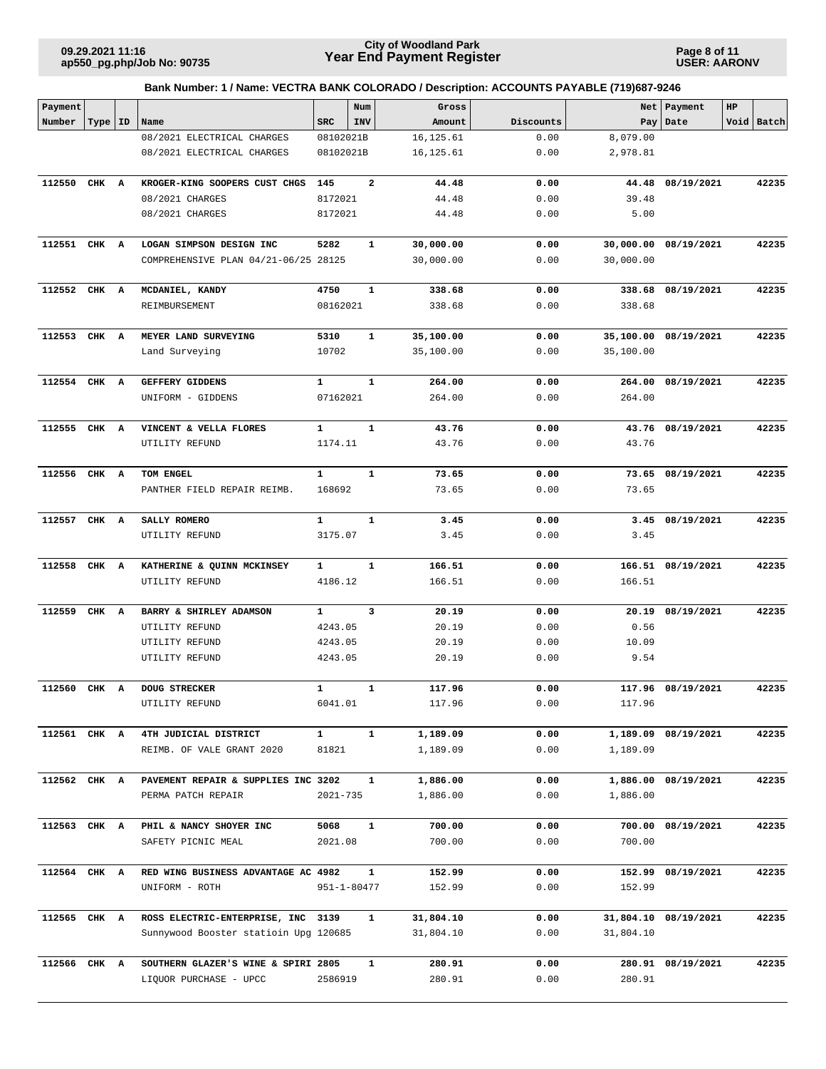**Bank Number: 1 / Name: VECTRA BANK COLORADO / Description: ACCOUNTS PAYABLE (719)687-9246**

| Payment Number | Type | ID | Name | SRC | Num INV | Gross Amount | Discounts | Net Pay | Payment Date | HP Void | Batch |
|---|---|---|---|---|---|---|---|---|---|---|---|
| | | | 08/2021 ELECTRICAL CHARGES | 08102021B | | 16,125.61 | 0.00 | 8,079.00 | | | |
| | | | 08/2021 ELECTRICAL CHARGES | 08102021B | | 16,125.61 | 0.00 | 2,978.81 | | | |
| **112550** | **CHK** | **A** | **KROGER-KING SOOPERS CUST CHGS** | **145** | **2** | **44.48** | **0.00** | **44.48** | **08/19/2021** | | **42235** |
| | | | 08/2021 CHARGES | 8172021 | | 44.48 | 0.00 | 39.48 | | | |
| | | | 08/2021 CHARGES | 8172021 | | 44.48 | 0.00 | 5.00 | | | |
| **112551** | **CHK** | **A** | **LOGAN SIMPSON DESIGN INC** | **5282** | **1** | **30,000.00** | **0.00** | **30,000.00** | **08/19/2021** | | **42235** |
| | | | COMPREHENSIVE PLAN 04/21-06/25 | 28125 | | 30,000.00 | 0.00 | 30,000.00 | | | |
| **112552** | **CHK** | **A** | **MCDANIEL, KANDY** | **4750** | **1** | **338.68** | **0.00** | **338.68** | **08/19/2021** | | **42235** |
| | | | REIMBURSEMENT | 08162021 | | 338.68 | 0.00 | 338.68 | | | |
| **112553** | **CHK** | **A** | **MEYER LAND SURVEYING** | **5310** | **1** | **35,100.00** | **0.00** | **35,100.00** | **08/19/2021** | | **42235** |
| | | | Land Surveying | 10702 | | 35,100.00 | 0.00 | 35,100.00 | | | |
| **112554** | **CHK** | **A** | **GEFFERY GIDDENS** | **1** | **1** | **264.00** | **0.00** | **264.00** | **08/19/2021** | | **42235** |
| | | | UNIFORM - GIDDENS | 07162021 | | 264.00 | 0.00 | 264.00 | | | |
| **112555** | **CHK** | **A** | **VINCENT & VELLA FLORES** | **1** | **1** | **43.76** | **0.00** | **43.76** | **08/19/2021** | | **42235** |
| | | | UTILITY REFUND | 1174.11 | | 43.76 | 0.00 | 43.76 | | | |
| **112556** | **CHK** | **A** | **TOM ENGEL** | **1** | **1** | **73.65** | **0.00** | **73.65** | **08/19/2021** | | **42235** |
| | | | PANTHER FIELD REPAIR REIMB. | 168692 | | 73.65 | 0.00 | 73.65 | | | |
| **112557** | **CHK** | **A** | **SALLY ROMERO** | **1** | **1** | **3.45** | **0.00** | **3.45** | **08/19/2021** | | **42235** |
| | | | UTILITY REFUND | 3175.07 | | 3.45 | 0.00 | 3.45 | | | |
| **112558** | **CHK** | **A** | **KATHERINE & QUINN MCKINSEY** | **1** | **1** | **166.51** | **0.00** | **166.51** | **08/19/2021** | | **42235** |
| | | | UTILITY REFUND | 4186.12 | | 166.51 | 0.00 | 166.51 | | | |
| **112559** | **CHK** | **A** | **BARRY & SHIRLEY ADAMSON** | **1** | **3** | **20.19** | **0.00** | **20.19** | **08/19/2021** | | **42235** |
| | | | UTILITY REFUND | 4243.05 | | 20.19 | 0.00 | 0.56 | | | |
| | | | UTILITY REFUND | 4243.05 | | 20.19 | 0.00 | 10.09 | | | |
| | | | UTILITY REFUND | 4243.05 | | 20.19 | 0.00 | 9.54 | | | |
| **112560** | **CHK** | **A** | **DOUG STRECKER** | **1** | **1** | **117.96** | **0.00** | **117.96** | **08/19/2021** | | **42235** |
| | | | UTILITY REFUND | 6041.01 | | 117.96 | 0.00 | 117.96 | | | |
| **112561** | **CHK** | **A** | **4TH JUDICIAL DISTRICT** | **1** | **1** | **1,189.09** | **0.00** | **1,189.09** | **08/19/2021** | | **42235** |
| | | | REIMB. OF VALE GRANT 2020 | 81821 | | 1,189.09 | 0.00 | 1,189.09 | | | |
| **112562** | **CHK** | **A** | **PAVEMENT REPAIR & SUPPLIES INC** | **3202** | **1** | **1,886.00** | **0.00** | **1,886.00** | **08/19/2021** | | **42235** |
| | | | PERMA PATCH REPAIR | 2021-735 | | 1,886.00 | 0.00 | 1,886.00 | | | |
| **112563** | **CHK** | **A** | **PHIL & NANCY SHOYER INC** | **5068** | **1** | **700.00** | **0.00** | **700.00** | **08/19/2021** | | **42235** |
| | | | SAFETY PICNIC MEAL | 2021.08 | | 700.00 | 0.00 | 700.00 | | | |
| **112564** | **CHK** | **A** | **RED WING BUSINESS ADVANTAGE AC** | **4982** | **1** | **152.99** | **0.00** | **152.99** | **08/19/2021** | | **42235** |
| | | | UNIFORM - ROTH | 951-1-80477 | | 152.99 | 0.00 | 152.99 | | | |
| **112565** | **CHK** | **A** | **ROSS ELECTRIC-ENTERPRISE, INC** | **3139** | **1** | **31,804.10** | **0.00** | **31,804.10** | **08/19/2021** | | **42235** |
| | | | Sunnywood Booster statioin Upg | 120685 | | 31,804.10 | 0.00 | 31,804.10 | | | |
| **112566** | **CHK** | **A** | **SOUTHERN GLAZER'S WINE & SPIRI** | **2805** | **1** | **280.91** | **0.00** | **280.91** | **08/19/2021** | | **42235** |
| | | | LIQUOR PURCHASE - UPCC | 2586919 | | 280.91 | 0.00 | 280.91 | | | |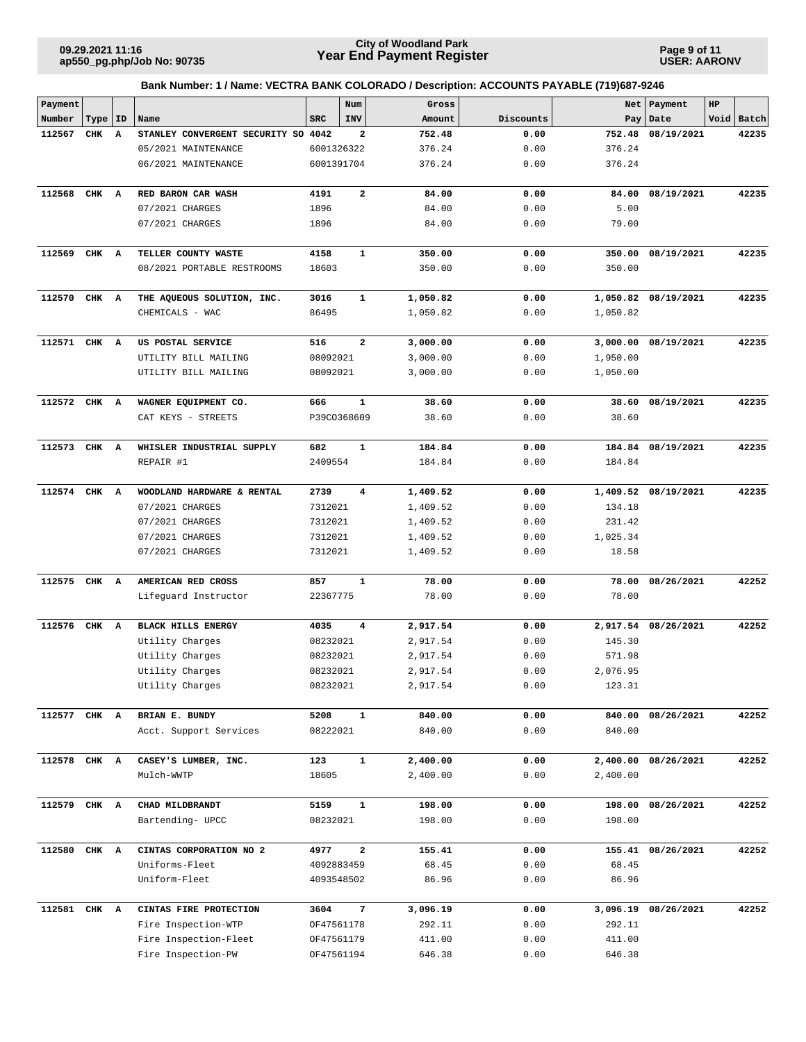**City of Woodland Park**
**Year End Payment Register**

**Bank Number: 1 / Name: VECTRA BANK COLORADO / Description: ACCOUNTS PAYABLE (719)687-9246**

| Payment Number | Type | ID | Name | SRC | Num INV | Gross Amount | Discounts | Net Pay | Payment Date | HP Void | Batch |
|---|---|---|---|---|---|---|---|---|---|---|---|
| **112567** | **CHK** | **A** | **STANLEY CONVERGENT SECURITY SO** | **4042** | **2** | **752.48** | **0.00** | **752.48** | **08/19/2021** | | **42235** |
| | | | 05/2021 MAINTENANCE | 6001326322 | | 376.24 | 0.00 | 376.24 | | | |
| | | | 06/2021 MAINTENANCE | 6001391704 | | 376.24 | 0.00 | 376.24 | | | |
| **112568** | **CHK** | **A** | **RED BARON CAR WASH** | **4191** | **2** | **84.00** | **0.00** | **84.00** | **08/19/2021** | | **42235** |
| | | | 07/2021 CHARGES | 1896 | | 84.00 | 0.00 | 5.00 | | | |
| | | | 07/2021 CHARGES | 1896 | | 84.00 | 0.00 | 79.00 | | | |
| **112569** | **CHK** | **A** | **TELLER COUNTY WASTE** | **4158** | **1** | **350.00** | **0.00** | **350.00** | **08/19/2021** | | **42235** |
| | | | 08/2021 PORTABLE RESTROOMS | 18603 | | 350.00 | 0.00 | 350.00 | | | |
| **112570** | **CHK** | **A** | **THE AQUEOUS SOLUTION, INC.** | **3016** | **1** | **1,050.82** | **0.00** | **1,050.82** | **08/19/2021** | | **42235** |
| | | | CHEMICALS - WAC | 86495 | | 1,050.82 | 0.00 | 1,050.82 | | | |
| **112571** | **CHK** | **A** | **US POSTAL SERVICE** | **516** | **2** | **3,000.00** | **0.00** | **3,000.00** | **08/19/2021** | | **42235** |
| | | | UTILITY BILL MAILING | 08092021 | | 3,000.00 | 0.00 | 1,950.00 | | | |
| | | | UTILITY BILL MAILING | 08092021 | | 3,000.00 | 0.00 | 1,050.00 | | | |
| **112572** | **CHK** | **A** | **WAGNER EQUIPMENT CO.** | **666** | **1** | **38.60** | **0.00** | **38.60** | **08/19/2021** | | **42235** |
| | | | CAT KEYS - STREETS | P39CO368609 | | 38.60 | 0.00 | 38.60 | | | |
| **112573** | **CHK** | **A** | **WHISLER INDUSTRIAL SUPPLY** | **682** | **1** | **184.84** | **0.00** | **184.84** | **08/19/2021** | | **42235** |
| | | | REPAIR #1 | 2409554 | | 184.84 | 0.00 | 184.84 | | | |
| **112574** | **CHK** | **A** | **WOODLAND HARDWARE & RENTAL** | **2739** | **4** | **1,409.52** | **0.00** | **1,409.52** | **08/19/2021** | | **42235** |
| | | | 07/2021 CHARGES | 7312021 | | 1,409.52 | 0.00 | 134.18 | | | |
| | | | 07/2021 CHARGES | 7312021 | | 1,409.52 | 0.00 | 231.42 | | | |
| | | | 07/2021 CHARGES | 7312021 | | 1,409.52 | 0.00 | 1,025.34 | | | |
| | | | 07/2021 CHARGES | 7312021 | | 1,409.52 | 0.00 | 18.58 | | | |
| **112575** | **CHK** | **A** | **AMERICAN RED CROSS** | **857** | **1** | **78.00** | **0.00** | **78.00** | **08/26/2021** | | **42252** |
| | | | Lifeguard Instructor | 22367775 | | 78.00 | 0.00 | 78.00 | | | |
| **112576** | **CHK** | **A** | **BLACK HILLS ENERGY** | **4035** | **4** | **2,917.54** | **0.00** | **2,917.54** | **08/26/2021** | | **42252** |
| | | | Utility Charges | 08232021 | | 2,917.54 | 0.00 | 145.30 | | | |
| | | | Utility Charges | 08232021 | | 2,917.54 | 0.00 | 571.98 | | | |
| | | | Utility Charges | 08232021 | | 2,917.54 | 0.00 | 2,076.95 | | | |
| | | | Utility Charges | 08232021 | | 2,917.54 | 0.00 | 123.31 | | | |
| **112577** | **CHK** | **A** | **BRIAN E. BUNDY** | **5208** | **1** | **840.00** | **0.00** | **840.00** | **08/26/2021** | | **42252** |
| | | | Acct. Support Services | 08222021 | | 840.00 | 0.00 | 840.00 | | | |
| **112578** | **CHK** | **A** | **CASEY'S LUMBER, INC.** | **123** | **1** | **2,400.00** | **0.00** | **2,400.00** | **08/26/2021** | | **42252** |
| | | | Mulch-WWTP | 18605 | | 2,400.00 | 0.00 | 2,400.00 | | | |
| **112579** | **CHK** | **A** | **CHAD MILDBRANDT** | **5159** | **1** | **198.00** | **0.00** | **198.00** | **08/26/2021** | | **42252** |
| | | | Bartending- UPCC | 08232021 | | 198.00 | 0.00 | 198.00 | | | |
| **112580** | **CHK** | **A** | **CINTAS CORPORATION NO 2** | **4977** | **2** | **155.41** | **0.00** | **155.41** | **08/26/2021** | | **42252** |
| | | | Uniforms-Fleet | 4092883459 | | 68.45 | 0.00 | 68.45 | | | |
| | | | Uniform-Fleet | 4093548502 | | 86.96 | 0.00 | 86.96 | | | |
| **112581** | **CHK** | **A** | **CINTAS FIRE PROTECTION** | **3604** | **7** | **3,096.19** | **0.00** | **3,096.19** | **08/26/2021** | | **42252** |
| | | | Fire Inspection-WTP | OF47561178 | | 292.11 | 0.00 | 292.11 | | | |
| | | | Fire Inspection-Fleet | OF47561179 | | 411.00 | 0.00 | 411.00 | | | |
| | | | Fire Inspection-PW | OF47561194 | | 646.38 | 0.00 | 646.38 | | | |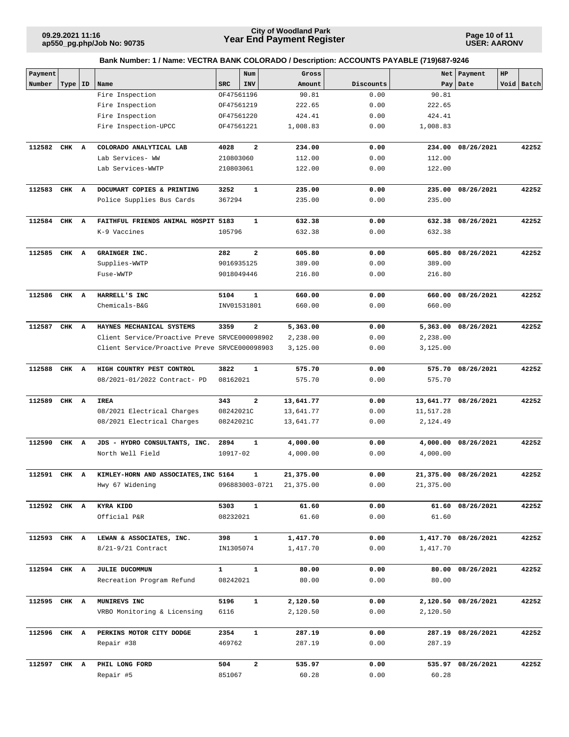**City of Woodland Park**
**Year End Payment Register**

09.29.2021 11:16
ap550_pg.php/Job No: 90735

USER: AARONV

**Bank Number: 1 / Name: VECTRA BANK COLORADO / Description: ACCOUNTS PAYABLE (719)687-9246**

| Payment Number | Type | ID | Name | SRC | Num INV | Gross Amount | Discounts | Net Pay | Payment Date | HP Void | Batch |
|---|---|---|---|---|---|---|---|---|---|---|---|
| | | | Fire Inspection | 0F47561196 | | 90.81 | 0.00 | 90.81 | | | |
| | | | Fire Inspection | 0F47561219 | | 222.65 | 0.00 | 222.65 | | | |
| | | | Fire Inspection | 0F47561220 | | 424.41 | 0.00 | 424.41 | | | |
| | | | Fire Inspection-UPCC | 0F47561221 | | 1,008.83 | 0.00 | 1,008.83 | | | |
| **112582** | **CHK** | **A** | **COLORADO ANALYTICAL LAB** | **4028** | **2** | **234.00** | **0.00** | **234.00** | **08/26/2021** | | **42252** |
| | | | Lab Services- WW | 210803060 | | 112.00 | 0.00 | 112.00 | | | |
| | | | Lab Services-WWTP | 210803061 | | 122.00 | 0.00 | 122.00 | | | |
| **112583** | **CHK** | **A** | **DOCUMART COPIES & PRINTING** | **3252** | **1** | **235.00** | **0.00** | **235.00** | **08/26/2021** | | **42252** |
| | | | Police Supplies Bus Cards | 367294 | | 235.00 | 0.00 | 235.00 | | | |
| **112584** | **CHK** | **A** | **FAITHFUL FRIENDS ANIMAL HOSPIT** | **5183** | **1** | **632.38** | **0.00** | **632.38** | **08/26/2021** | | **42252** |
| | | | K-9 Vaccines | 105796 | | 632.38 | 0.00 | 632.38 | | | |
| **112585** | **CHK** | **A** | **GRAINGER INC.** | **282** | **2** | **605.80** | **0.00** | **605.80** | **08/26/2021** | | **42252** |
| | | | Supplies-WWTP | 9016935125 | | 389.00 | 0.00 | 389.00 | | | |
| | | | Fuse-WWTP | 9018049446 | | 216.80 | 0.00 | 216.80 | | | |
| **112586** | **CHK** | **A** | **HARRELL'S INC** | **5104** | **1** | **660.00** | **0.00** | **660.00** | **08/26/2021** | | **42252** |
| | | | Chemicals-B&G | INV01531801 | | 660.00 | 0.00 | 660.00 | | | |
| **112587** | **CHK** | **A** | **HAYNES MECHANICAL SYSTEMS** | **3359** | **2** | **5,363.00** | **0.00** | **5,363.00** | **08/26/2021** | | **42252** |
| | | | Client Service/Proactive Preve | SRVCE000098902 | | 2,238.00 | 0.00 | 2,238.00 | | | |
| | | | Client Service/Proactive Preve | SRVCE000098903 | | 3,125.00 | 0.00 | 3,125.00 | | | |
| **112588** | **CHK** | **A** | **HIGH COUNTRY PEST CONTROL** | **3822** | **1** | **575.70** | **0.00** | **575.70** | **08/26/2021** | | **42252** |
| | | | 08/2021-01/2022 Contract- PD | 08162021 | | 575.70 | 0.00 | 575.70 | | | |
| **112589** | **CHK** | **A** | **IREA** | **343** | **2** | **13,641.77** | **0.00** | **13,641.77** | **08/26/2021** | | **42252** |
| | | | 08/2021 Electrical Charges | 08242021C | | 13,641.77 | 0.00 | 11,517.28 | | | |
| | | | 08/2021 Electrical Charges | 08242021C | | 13,641.77 | 0.00 | 2,124.49 | | | |
| **112590** | **CHK** | **A** | **JDS - HYDRO CONSULTANTS, INC.** | **2894** | **1** | **4,000.00** | **0.00** | **4,000.00** | **08/26/2021** | | **42252** |
| | | | North Well Field | 10917-02 | | 4,000.00 | 0.00 | 4,000.00 | | | |
| **112591** | **CHK** | **A** | **KIMLEY-HORN AND ASSOCIATES,INC** | **5164** | **1** | **21,375.00** | **0.00** | **21,375.00** | **08/26/2021** | | **42252** |
| | | | Hwy 67 Widening | 096883003-0721 | | 21,375.00 | 0.00 | 21,375.00 | | | |
| **112592** | **CHK** | **A** | **KYRA KIDD** | **5303** | **1** | **61.60** | **0.00** | **61.60** | **08/26/2021** | | **42252** |
| | | | Official P&R | 08232021 | | 61.60 | 0.00 | 61.60 | | | |
| **112593** | **CHK** | **A** | **LEWAN & ASSOCIATES, INC.** | **398** | **1** | **1,417.70** | **0.00** | **1,417.70** | **08/26/2021** | | **42252** |
| | | | 8/21-9/21 Contract | IN1305074 | | 1,417.70 | 0.00 | 1,417.70 | | | |
| **112594** | **CHK** | **A** | **JULIE DUCOMMUN** | **1** | **1** | **80.00** | **0.00** | **80.00** | **08/26/2021** | | **42252** |
| | | | Recreation Program Refund | 08242021 | | 80.00 | 0.00 | 80.00 | | | |
| **112595** | **CHK** | **A** | **MUNIREVS INC** | **5196** | **1** | **2,120.50** | **0.00** | **2,120.50** | **08/26/2021** | | **42252** |
| | | | VRBO Monitoring & Licensing | 6116 | | 2,120.50 | 0.00 | 2,120.50 | | | |
| **112596** | **CHK** | **A** | **PERKINS MOTOR CITY DODGE** | **2354** | **1** | **287.19** | **0.00** | **287.19** | **08/26/2021** | | **42252** |
| | | | Repair #38 | 469762 | | 287.19 | 0.00 | 287.19 | | | |
| **112597** | **CHK** | **A** | **PHIL LONG FORD** | **504** | **2** | **535.97** | **0.00** | **535.97** | **08/26/2021** | | **42252** |
| | | | Repair #5 | 851067 | | 60.28 | 0.00 | 60.28 | | | |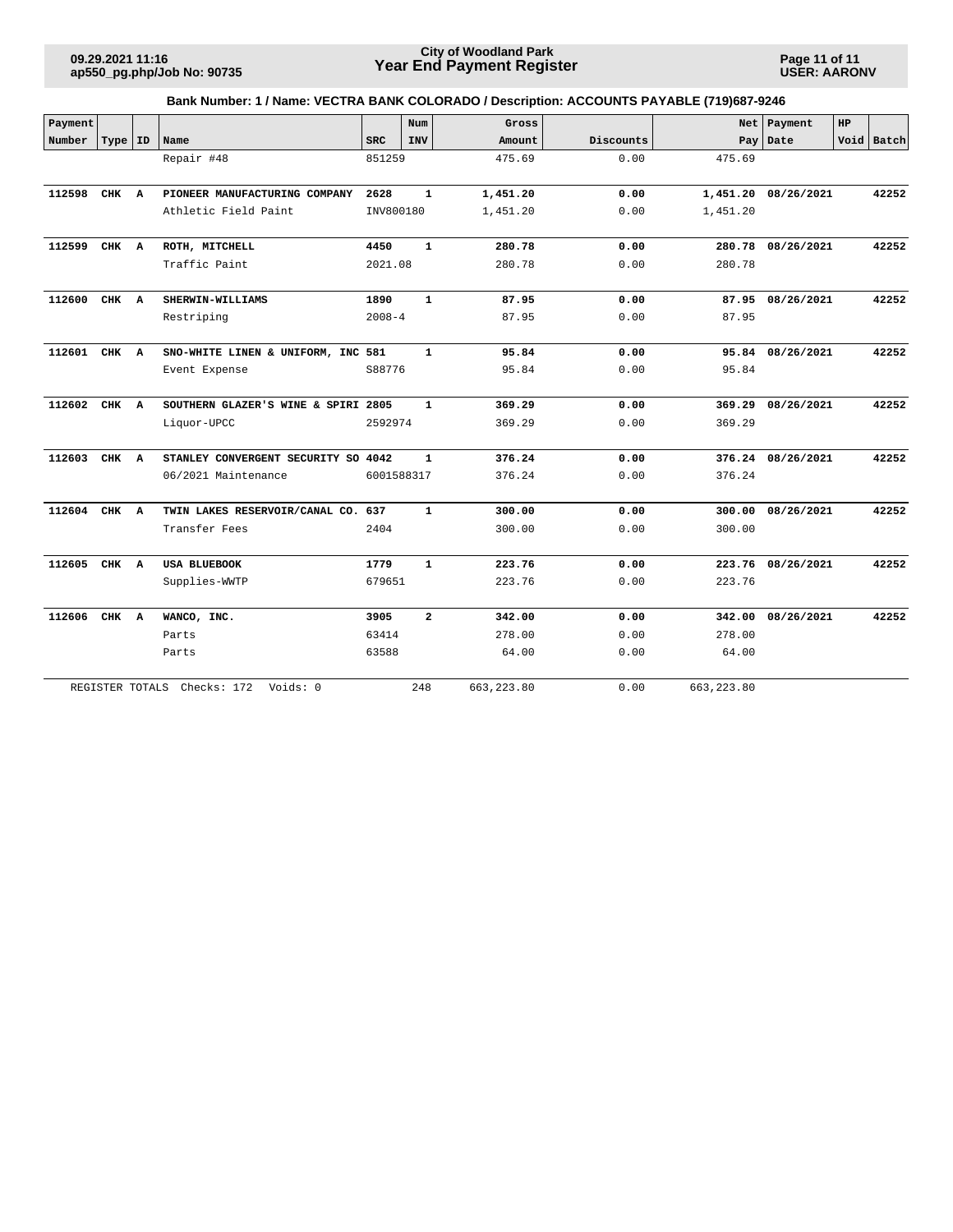**Bank Number: 1 / Name: VECTRA BANK COLORADO / Description: ACCOUNTS PAYABLE (719)687-9246**

| Payment Number | Type | ID | Name | SRC | Num INV | Gross Amount | Discounts | Net Pay | Payment Date | HP Void | Batch |
|---|---|---|---|---|---|---|---|---|---|---|---|
| | | | Repair #48 | 851259 | | 475.69 | 0.00 | 475.69 | | | |
| **112598** | **CHK** | **A** | **PIONEER MANUFACTURING COMPANY** | **2628** | **1** | **1,451.20** | **0.00** | **1,451.20** | **08/26/2021** | | **42252** |
| | | | Athletic Field Paint | INV800180 | | 1,451.20 | 0.00 | 1,451.20 | | | |
| **112599** | **CHK** | **A** | **ROTH, MITCHELL** | **4450** | **1** | **280.78** | **0.00** | **280.78** | **08/26/2021** | | **42252** |
| | | | Traffic Paint | 2021.08 | | 280.78 | 0.00 | 280.78 | | | |
| **112600** | **CHK** | **A** | **SHERWIN-WILLIAMS** | **1890** | **1** | **87.95** | **0.00** | **87.95** | **08/26/2021** | | **42252** |
| | | | Restriping | 2008-4 | | 87.95 | 0.00 | 87.95 | | | |
| **112601** | **CHK** | **A** | **SNO-WHITE LINEN & UNIFORM, INC** | **581** | **1** | **95.84** | **0.00** | **95.84** | **08/26/2021** | | **42252** |
| | | | Event Expense | S88776 | | 95.84 | 0.00 | 95.84 | | | |
| **112602** | **CHK** | **A** | **SOUTHERN GLAZER'S WINE & SPIRI** | **2805** | **1** | **369.29** | **0.00** | **369.29** | **08/26/2021** | | **42252** |
| | | | Liquor-UPCC | 2592974 | | 369.29 | 0.00 | 369.29 | | | |
| **112603** | **CHK** | **A** | **STANLEY CONVERGENT SECURITY SO** | **4042** | **1** | **376.24** | **0.00** | **376.24** | **08/26/2021** | | **42252** |
| | | | 06/2021 Maintenance | 6001588317 | | 376.24 | 0.00 | 376.24 | | | |
| **112604** | **CHK** | **A** | **TWIN LAKES RESERVOIR/CANAL CO.** | **637** | **1** | **300.00** | **0.00** | **300.00** | **08/26/2021** | | **42252** |
| | | | Transfer Fees | 2404 | | 300.00 | 0.00 | 300.00 | | | |
| **112605** | **CHK** | **A** | **USA BLUEBOOK** | **1779** | **1** | **223.76** | **0.00** | **223.76** | **08/26/2021** | | **42252** |
| | | | Supplies-WWTP | 679651 | | 223.76 | 0.00 | 223.76 | | | |
| **112606** | **CHK** | **A** | **WANCO, INC.** | **3905** | **2** | **342.00** | **0.00** | **342.00** | **08/26/2021** | | **42252** |
| | | | Parts | 63414 | | 278.00 | 0.00 | 278.00 | | | |
| | | | Parts | 63588 | | 64.00 | 0.00 | 64.00 | | | |
| REGISTER TOTALS | | | Checks: 172 Voids: 0 | | 248 | 663,223.80 | 0.00 | 663,223.80 | | | |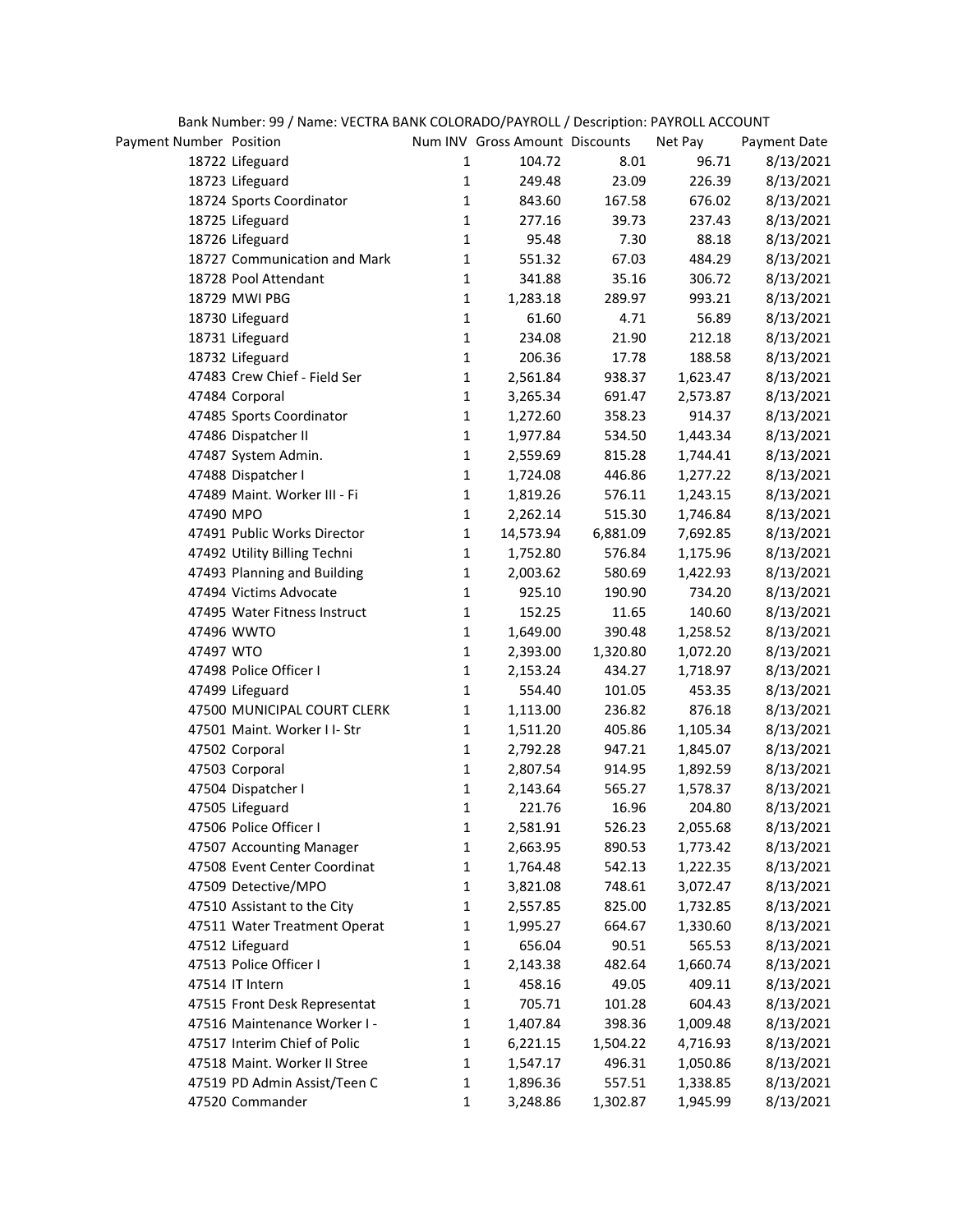Bank Number: 99 / Name: VECTRA BANK COLORADO/PAYROLL / Description: PAYROLL ACCOUNT

| Payment Number | Position | Num INV | Gross Amount | Discounts | Net Pay | Payment Date |
|---|---|---|---|---|---|---|
| 18722 | Lifeguard | 1 | 104.72 | 8.01 | 96.71 | 8/13/2021 |
| 18723 | Lifeguard | 1 | 249.48 | 23.09 | 226.39 | 8/13/2021 |
| 18724 | Sports Coordinator | 1 | 843.60 | 167.58 | 676.02 | 8/13/2021 |
| 18725 | Lifeguard | 1 | 277.16 | 39.73 | 237.43 | 8/13/2021 |
| 18726 | Lifeguard | 1 | 95.48 | 7.30 | 88.18 | 8/13/2021 |
| 18727 | Communication and Mark | 1 | 551.32 | 67.03 | 484.29 | 8/13/2021 |
| 18728 | Pool Attendant | 1 | 341.88 | 35.16 | 306.72 | 8/13/2021 |
| 18729 | MWI PBG | 1 | 1,283.18 | 289.97 | 993.21 | 8/13/2021 |
| 18730 | Lifeguard | 1 | 61.60 | 4.71 | 56.89 | 8/13/2021 |
| 18731 | Lifeguard | 1 | 234.08 | 21.90 | 212.18 | 8/13/2021 |
| 18732 | Lifeguard | 1 | 206.36 | 17.78 | 188.58 | 8/13/2021 |
| 47483 | Crew Chief - Field Ser | 1 | 2,561.84 | 938.37 | 1,623.47 | 8/13/2021 |
| 47484 | Corporal | 1 | 3,265.34 | 691.47 | 2,573.87 | 8/13/2021 |
| 47485 | Sports Coordinator | 1 | 1,272.60 | 358.23 | 914.37 | 8/13/2021 |
| 47486 | Dispatcher II | 1 | 1,977.84 | 534.50 | 1,443.34 | 8/13/2021 |
| 47487 | System Admin. | 1 | 2,559.69 | 815.28 | 1,744.41 | 8/13/2021 |
| 47488 | Dispatcher I | 1 | 1,724.08 | 446.86 | 1,277.22 | 8/13/2021 |
| 47489 | Maint. Worker III - Fi | 1 | 1,819.26 | 576.11 | 1,243.15 | 8/13/2021 |
| 47490 | MPO | 1 | 2,262.14 | 515.30 | 1,746.84 | 8/13/2021 |
| 47491 | Public Works Director | 1 | 14,573.94 | 6,881.09 | 7,692.85 | 8/13/2021 |
| 47492 | Utility Billing Techni | 1 | 1,752.80 | 576.84 | 1,175.96 | 8/13/2021 |
| 47493 | Planning and Building | 1 | 2,003.62 | 580.69 | 1,422.93 | 8/13/2021 |
| 47494 | Victims Advocate | 1 | 925.10 | 190.90 | 734.20 | 8/13/2021 |
| 47495 | Water Fitness Instruct | 1 | 152.25 | 11.65 | 140.60 | 8/13/2021 |
| 47496 | WWTO | 1 | 1,649.00 | 390.48 | 1,258.52 | 8/13/2021 |
| 47497 | WTO | 1 | 2,393.00 | 1,320.80 | 1,072.20 | 8/13/2021 |
| 47498 | Police Officer I | 1 | 2,153.24 | 434.27 | 1,718.97 | 8/13/2021 |
| 47499 | Lifeguard | 1 | 554.40 | 101.05 | 453.35 | 8/13/2021 |
| 47500 | MUNICIPAL COURT CLERK | 1 | 1,113.00 | 236.82 | 876.18 | 8/13/2021 |
| 47501 | Maint. Worker I I- Str | 1 | 1,511.20 | 405.86 | 1,105.34 | 8/13/2021 |
| 47502 | Corporal | 1 | 2,792.28 | 947.21 | 1,845.07 | 8/13/2021 |
| 47503 | Corporal | 1 | 2,807.54 | 914.95 | 1,892.59 | 8/13/2021 |
| 47504 | Dispatcher I | 1 | 2,143.64 | 565.27 | 1,578.37 | 8/13/2021 |
| 47505 | Lifeguard | 1 | 221.76 | 16.96 | 204.80 | 8/13/2021 |
| 47506 | Police Officer I | 1 | 2,581.91 | 526.23 | 2,055.68 | 8/13/2021 |
| 47507 | Accounting Manager | 1 | 2,663.95 | 890.53 | 1,773.42 | 8/13/2021 |
| 47508 | Event Center Coordinat | 1 | 1,764.48 | 542.13 | 1,222.35 | 8/13/2021 |
| 47509 | Detective/MPO | 1 | 3,821.08 | 748.61 | 3,072.47 | 8/13/2021 |
| 47510 | Assistant to the City | 1 | 2,557.85 | 825.00 | 1,732.85 | 8/13/2021 |
| 47511 | Water Treatment Operat | 1 | 1,995.27 | 664.67 | 1,330.60 | 8/13/2021 |
| 47512 | Lifeguard | 1 | 656.04 | 90.51 | 565.53 | 8/13/2021 |
| 47513 | Police Officer I | 1 | 2,143.38 | 482.64 | 1,660.74 | 8/13/2021 |
| 47514 | IT Intern | 1 | 458.16 | 49.05 | 409.11 | 8/13/2021 |
| 47515 | Front Desk Representat | 1 | 705.71 | 101.28 | 604.43 | 8/13/2021 |
| 47516 | Maintenance Worker I - | 1 | 1,407.84 | 398.36 | 1,009.48 | 8/13/2021 |
| 47517 | Interim Chief of Polic | 1 | 6,221.15 | 1,504.22 | 4,716.93 | 8/13/2021 |
| 47518 | Maint. Worker II Stree | 1 | 1,547.17 | 496.31 | 1,050.86 | 8/13/2021 |
| 47519 | PD Admin Assist/Teen C | 1 | 1,896.36 | 557.51 | 1,338.85 | 8/13/2021 |
| 47520 | Commander | 1 | 3,248.86 | 1,302.87 | 1,945.99 | 8/13/2021 |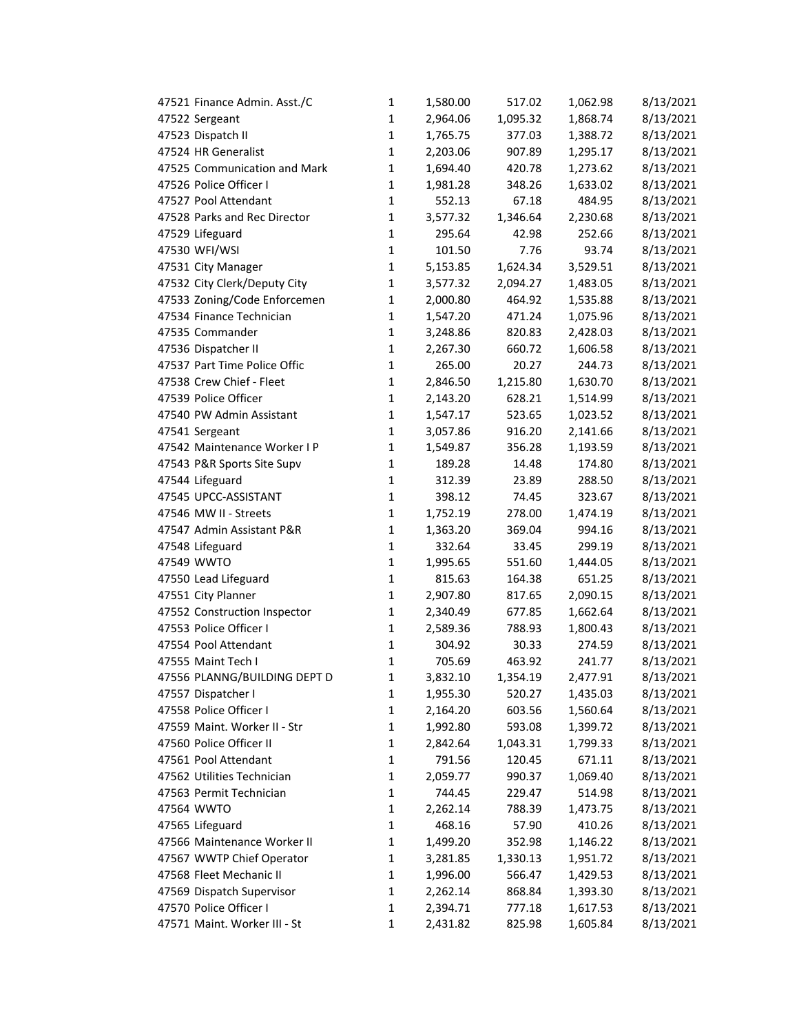| | | | | | |
|---|---|---|---|---|---|
| 47521 Finance Admin. Asst./C | 1 | 1,580.00 | 517.02 | 1,062.98 | 8/13/2021 |
| 47522 Sergeant | 1 | 2,964.06 | 1,095.32 | 1,868.74 | 8/13/2021 |
| 47523 Dispatch II | 1 | 1,765.75 | 377.03 | 1,388.72 | 8/13/2021 |
| 47524 HR Generalist | 1 | 2,203.06 | 907.89 | 1,295.17 | 8/13/2021 |
| 47525 Communication and Mark | 1 | 1,694.40 | 420.78 | 1,273.62 | 8/13/2021 |
| 47526 Police Officer I | 1 | 1,981.28 | 348.26 | 1,633.02 | 8/13/2021 |
| 47527 Pool Attendant | 1 | 552.13 | 67.18 | 484.95 | 8/13/2021 |
| 47528 Parks and Rec Director | 1 | 3,577.32 | 1,346.64 | 2,230.68 | 8/13/2021 |
| 47529 Lifeguard | 1 | 295.64 | 42.98 | 252.66 | 8/13/2021 |
| 47530 WFI/WSI | 1 | 101.50 | 7.76 | 93.74 | 8/13/2021 |
| 47531 City Manager | 1 | 5,153.85 | 1,624.34 | 3,529.51 | 8/13/2021 |
| 47532 City Clerk/Deputy City | 1 | 3,577.32 | 2,094.27 | 1,483.05 | 8/13/2021 |
| 47533 Zoning/Code Enforcemen | 1 | 2,000.80 | 464.92 | 1,535.88 | 8/13/2021 |
| 47534 Finance Technician | 1 | 1,547.20 | 471.24 | 1,075.96 | 8/13/2021 |
| 47535 Commander | 1 | 3,248.86 | 820.83 | 2,428.03 | 8/13/2021 |
| 47536 Dispatcher II | 1 | 2,267.30 | 660.72 | 1,606.58 | 8/13/2021 |
| 47537 Part Time Police Offic | 1 | 265.00 | 20.27 | 244.73 | 8/13/2021 |
| 47538 Crew Chief - Fleet | 1 | 2,846.50 | 1,215.80 | 1,630.70 | 8/13/2021 |
| 47539 Police Officer | 1 | 2,143.20 | 628.21 | 1,514.99 | 8/13/2021 |
| 47540 PW Admin Assistant | 1 | 1,547.17 | 523.65 | 1,023.52 | 8/13/2021 |
| 47541 Sergeant | 1 | 3,057.86 | 916.20 | 2,141.66 | 8/13/2021 |
| 47542 Maintenance Worker I P | 1 | 1,549.87 | 356.28 | 1,193.59 | 8/13/2021 |
| 47543 P&R Sports Site Supv | 1 | 189.28 | 14.48 | 174.80 | 8/13/2021 |
| 47544 Lifeguard | 1 | 312.39 | 23.89 | 288.50 | 8/13/2021 |
| 47545 UPCC-ASSISTANT | 1 | 398.12 | 74.45 | 323.67 | 8/13/2021 |
| 47546 MW II - Streets | 1 | 1,752.19 | 278.00 | 1,474.19 | 8/13/2021 |
| 47547 Admin Assistant P&R | 1 | 1,363.20 | 369.04 | 994.16 | 8/13/2021 |
| 47548 Lifeguard | 1 | 332.64 | 33.45 | 299.19 | 8/13/2021 |
| 47549 WWTO | 1 | 1,995.65 | 551.60 | 1,444.05 | 8/13/2021 |
| 47550 Lead Lifeguard | 1 | 815.63 | 164.38 | 651.25 | 8/13/2021 |
| 47551 City Planner | 1 | 2,907.80 | 817.65 | 2,090.15 | 8/13/2021 |
| 47552 Construction Inspector | 1 | 2,340.49 | 677.85 | 1,662.64 | 8/13/2021 |
| 47553 Police Officer I | 1 | 2,589.36 | 788.93 | 1,800.43 | 8/13/2021 |
| 47554 Pool Attendant | 1 | 304.92 | 30.33 | 274.59 | 8/13/2021 |
| 47555 Maint Tech I | 1 | 705.69 | 463.92 | 241.77 | 8/13/2021 |
| 47556 PLANNG/BUILDING DEPT D | 1 | 3,832.10 | 1,354.19 | 2,477.91 | 8/13/2021 |
| 47557 Dispatcher I | 1 | 1,955.30 | 520.27 | 1,435.03 | 8/13/2021 |
| 47558 Police Officer I | 1 | 2,164.20 | 603.56 | 1,560.64 | 8/13/2021 |
| 47559 Maint. Worker II - Str | 1 | 1,992.80 | 593.08 | 1,399.72 | 8/13/2021 |
| 47560 Police Officer II | 1 | 2,842.64 | 1,043.31 | 1,799.33 | 8/13/2021 |
| 47561 Pool Attendant | 1 | 791.56 | 120.45 | 671.11 | 8/13/2021 |
| 47562 Utilities Technician | 1 | 2,059.77 | 990.37 | 1,069.40 | 8/13/2021 |
| 47563 Permit Technician | 1 | 744.45 | 229.47 | 514.98 | 8/13/2021 |
| 47564 WWTO | 1 | 2,262.14 | 788.39 | 1,473.75 | 8/13/2021 |
| 47565 Lifeguard | 1 | 468.16 | 57.90 | 410.26 | 8/13/2021 |
| 47566 Maintenance Worker II | 1 | 1,499.20 | 352.98 | 1,146.22 | 8/13/2021 |
| 47567 WWTP Chief Operator | 1 | 3,281.85 | 1,330.13 | 1,951.72 | 8/13/2021 |
| 47568 Fleet Mechanic II | 1 | 1,996.00 | 566.47 | 1,429.53 | 8/13/2021 |
| 47569 Dispatch Supervisor | 1 | 2,262.14 | 868.84 | 1,393.30 | 8/13/2021 |
| 47570 Police Officer I | 1 | 2,394.71 | 777.18 | 1,617.53 | 8/13/2021 |
| 47571 Maint. Worker III - St | 1 | 2,431.82 | 825.98 | 1,605.84 | 8/13/2021 |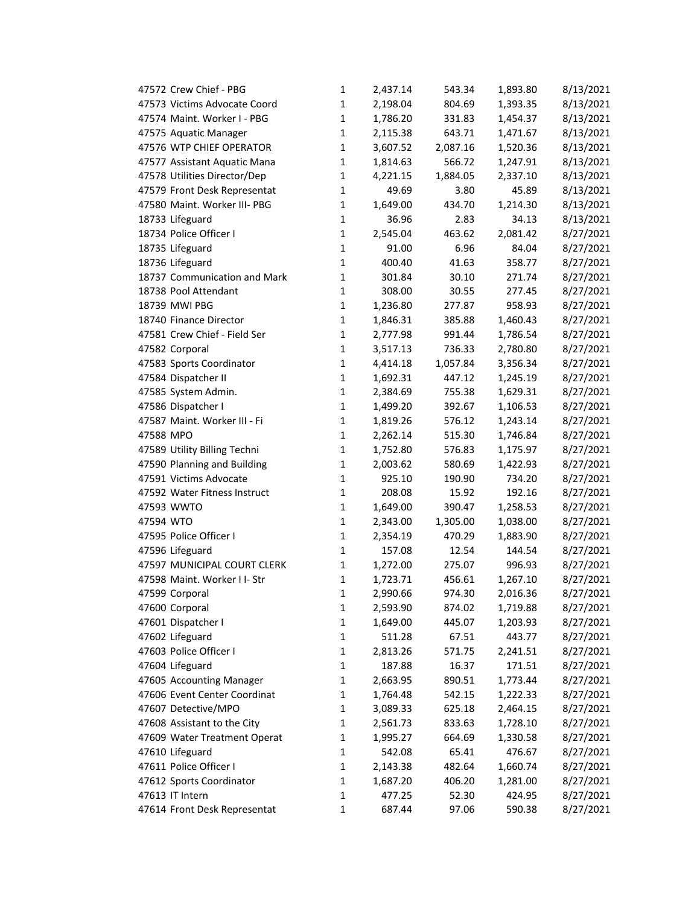| | | | | | |
|---|---|---|---|---|---|
| 47572 Crew Chief - PBG | 1 | 2,437.14 | 543.34 | 1,893.80 | 8/13/2021 |
| 47573 Victims Advocate Coord | 1 | 2,198.04 | 804.69 | 1,393.35 | 8/13/2021 |
| 47574 Maint. Worker I - PBG | 1 | 1,786.20 | 331.83 | 1,454.37 | 8/13/2021 |
| 47575 Aquatic Manager | 1 | 2,115.38 | 643.71 | 1,471.67 | 8/13/2021 |
| 47576 WTP CHIEF OPERATOR | 1 | 3,607.52 | 2,087.16 | 1,520.36 | 8/13/2021 |
| 47577 Assistant Aquatic Mana | 1 | 1,814.63 | 566.72 | 1,247.91 | 8/13/2021 |
| 47578 Utilities Director/Dep | 1 | 4,221.15 | 1,884.05 | 2,337.10 | 8/13/2021 |
| 47579 Front Desk Representat | 1 | 49.69 | 3.80 | 45.89 | 8/13/2021 |
| 47580 Maint. Worker III- PBG | 1 | 1,649.00 | 434.70 | 1,214.30 | 8/13/2021 |
| 18733 Lifeguard | 1 | 36.96 | 2.83 | 34.13 | 8/13/2021 |
| 18734 Police Officer I | 1 | 2,545.04 | 463.62 | 2,081.42 | 8/27/2021 |
| 18735 Lifeguard | 1 | 91.00 | 6.96 | 84.04 | 8/27/2021 |
| 18736 Lifeguard | 1 | 400.40 | 41.63 | 358.77 | 8/27/2021 |
| 18737 Communication and Mark | 1 | 301.84 | 30.10 | 271.74 | 8/27/2021 |
| 18738 Pool Attendant | 1 | 308.00 | 30.55 | 277.45 | 8/27/2021 |
| 18739 MWI PBG | 1 | 1,236.80 | 277.87 | 958.93 | 8/27/2021 |
| 18740 Finance Director | 1 | 1,846.31 | 385.88 | 1,460.43 | 8/27/2021 |
| 47581 Crew Chief - Field Ser | 1 | 2,777.98 | 991.44 | 1,786.54 | 8/27/2021 |
| 47582 Corporal | 1 | 3,517.13 | 736.33 | 2,780.80 | 8/27/2021 |
| 47583 Sports Coordinator | 1 | 4,414.18 | 1,057.84 | 3,356.34 | 8/27/2021 |
| 47584 Dispatcher II | 1 | 1,692.31 | 447.12 | 1,245.19 | 8/27/2021 |
| 47585 System Admin. | 1 | 2,384.69 | 755.38 | 1,629.31 | 8/27/2021 |
| 47586 Dispatcher I | 1 | 1,499.20 | 392.67 | 1,106.53 | 8/27/2021 |
| 47587 Maint. Worker III - Fi | 1 | 1,819.26 | 576.12 | 1,243.14 | 8/27/2021 |
| 47588 MPO | 1 | 2,262.14 | 515.30 | 1,746.84 | 8/27/2021 |
| 47589 Utility Billing Techni | 1 | 1,752.80 | 576.83 | 1,175.97 | 8/27/2021 |
| 47590 Planning and Building | 1 | 2,003.62 | 580.69 | 1,422.93 | 8/27/2021 |
| 47591 Victims Advocate | 1 | 925.10 | 190.90 | 734.20 | 8/27/2021 |
| 47592 Water Fitness Instruct | 1 | 208.08 | 15.92 | 192.16 | 8/27/2021 |
| 47593 WWTO | 1 | 1,649.00 | 390.47 | 1,258.53 | 8/27/2021 |
| 47594 WTO | 1 | 2,343.00 | 1,305.00 | 1,038.00 | 8/27/2021 |
| 47595 Police Officer I | 1 | 2,354.19 | 470.29 | 1,883.90 | 8/27/2021 |
| 47596 Lifeguard | 1 | 157.08 | 12.54 | 144.54 | 8/27/2021 |
| 47597 MUNICIPAL COURT CLERK | 1 | 1,272.00 | 275.07 | 996.93 | 8/27/2021 |
| 47598 Maint. Worker I I- Str | 1 | 1,723.71 | 456.61 | 1,267.10 | 8/27/2021 |
| 47599 Corporal | 1 | 2,990.66 | 974.30 | 2,016.36 | 8/27/2021 |
| 47600 Corporal | 1 | 2,593.90 | 874.02 | 1,719.88 | 8/27/2021 |
| 47601 Dispatcher I | 1 | 1,649.00 | 445.07 | 1,203.93 | 8/27/2021 |
| 47602 Lifeguard | 1 | 511.28 | 67.51 | 443.77 | 8/27/2021 |
| 47603 Police Officer I | 1 | 2,813.26 | 571.75 | 2,241.51 | 8/27/2021 |
| 47604 Lifeguard | 1 | 187.88 | 16.37 | 171.51 | 8/27/2021 |
| 47605 Accounting Manager | 1 | 2,663.95 | 890.51 | 1,773.44 | 8/27/2021 |
| 47606 Event Center Coordinat | 1 | 1,764.48 | 542.15 | 1,222.33 | 8/27/2021 |
| 47607 Detective/MPO | 1 | 3,089.33 | 625.18 | 2,464.15 | 8/27/2021 |
| 47608 Assistant to the City | 1 | 2,561.73 | 833.63 | 1,728.10 | 8/27/2021 |
| 47609 Water Treatment Operat | 1 | 1,995.27 | 664.69 | 1,330.58 | 8/27/2021 |
| 47610 Lifeguard | 1 | 542.08 | 65.41 | 476.67 | 8/27/2021 |
| 47611 Police Officer I | 1 | 2,143.38 | 482.64 | 1,660.74 | 8/27/2021 |
| 47612 Sports Coordinator | 1 | 1,687.20 | 406.20 | 1,281.00 | 8/27/2021 |
| 47613 IT Intern | 1 | 477.25 | 52.30 | 424.95 | 8/27/2021 |
| 47614 Front Desk Representat | 1 | 687.44 | 97.06 | 590.38 | 8/27/2021 |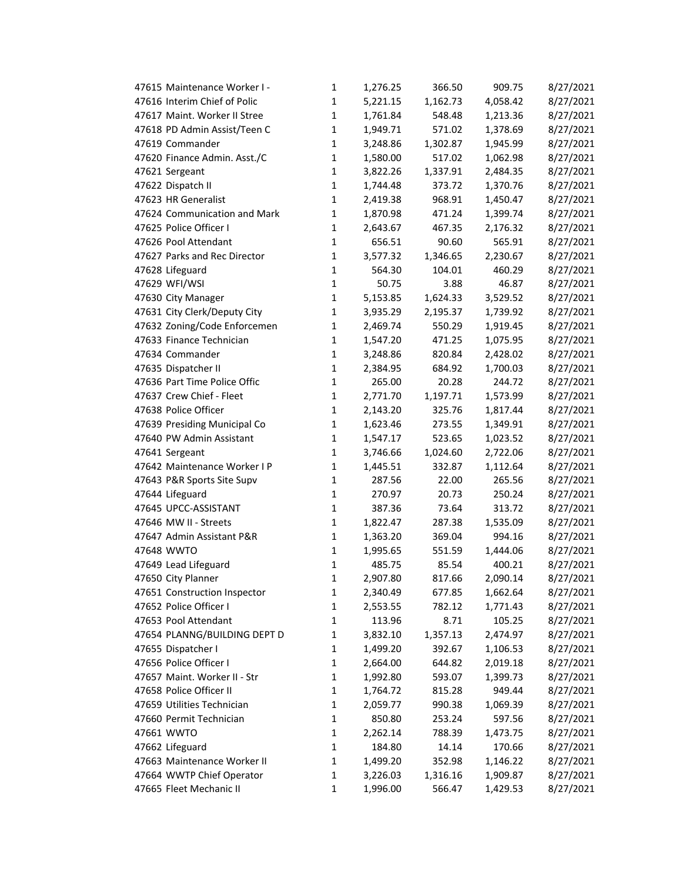| | | | | | |
|---|---|---|---|---|---|
| 47615 Maintenance Worker I - | 1 | 1,276.25 | 366.50 | 909.75 | 8/27/2021 |
| 47616 Interim Chief of Polic | 1 | 5,221.15 | 1,162.73 | 4,058.42 | 8/27/2021 |
| 47617 Maint. Worker II Stree | 1 | 1,761.84 | 548.48 | 1,213.36 | 8/27/2021 |
| 47618 PD Admin Assist/Teen C | 1 | 1,949.71 | 571.02 | 1,378.69 | 8/27/2021 |
| 47619 Commander | 1 | 3,248.86 | 1,302.87 | 1,945.99 | 8/27/2021 |
| 47620 Finance Admin. Asst./C | 1 | 1,580.00 | 517.02 | 1,062.98 | 8/27/2021 |
| 47621 Sergeant | 1 | 3,822.26 | 1,337.91 | 2,484.35 | 8/27/2021 |
| 47622 Dispatch II | 1 | 1,744.48 | 373.72 | 1,370.76 | 8/27/2021 |
| 47623 HR Generalist | 1 | 2,419.38 | 968.91 | 1,450.47 | 8/27/2021 |
| 47624 Communication and Mark | 1 | 1,870.98 | 471.24 | 1,399.74 | 8/27/2021 |
| 47625 Police Officer I | 1 | 2,643.67 | 467.35 | 2,176.32 | 8/27/2021 |
| 47626 Pool Attendant | 1 | 656.51 | 90.60 | 565.91 | 8/27/2021 |
| 47627 Parks and Rec Director | 1 | 3,577.32 | 1,346.65 | 2,230.67 | 8/27/2021 |
| 47628 Lifeguard | 1 | 564.30 | 104.01 | 460.29 | 8/27/2021 |
| 47629 WFI/WSI | 1 | 50.75 | 3.88 | 46.87 | 8/27/2021 |
| 47630 City Manager | 1 | 5,153.85 | 1,624.33 | 3,529.52 | 8/27/2021 |
| 47631 City Clerk/Deputy City | 1 | 3,935.29 | 2,195.37 | 1,739.92 | 8/27/2021 |
| 47632 Zoning/Code Enforcemen | 1 | 2,469.74 | 550.29 | 1,919.45 | 8/27/2021 |
| 47633 Finance Technician | 1 | 1,547.20 | 471.25 | 1,075.95 | 8/27/2021 |
| 47634 Commander | 1 | 3,248.86 | 820.84 | 2,428.02 | 8/27/2021 |
| 47635 Dispatcher II | 1 | 2,384.95 | 684.92 | 1,700.03 | 8/27/2021 |
| 47636 Part Time Police Offic | 1 | 265.00 | 20.28 | 244.72 | 8/27/2021 |
| 47637 Crew Chief - Fleet | 1 | 2,771.70 | 1,197.71 | 1,573.99 | 8/27/2021 |
| 47638 Police Officer | 1 | 2,143.20 | 325.76 | 1,817.44 | 8/27/2021 |
| 47639 Presiding Municipal Co | 1 | 1,623.46 | 273.55 | 1,349.91 | 8/27/2021 |
| 47640 PW Admin Assistant | 1 | 1,547.17 | 523.65 | 1,023.52 | 8/27/2021 |
| 47641 Sergeant | 1 | 3,746.66 | 1,024.60 | 2,722.06 | 8/27/2021 |
| 47642 Maintenance Worker I P | 1 | 1,445.51 | 332.87 | 1,112.64 | 8/27/2021 |
| 47643 P&R Sports Site Supv | 1 | 287.56 | 22.00 | 265.56 | 8/27/2021 |
| 47644 Lifeguard | 1 | 270.97 | 20.73 | 250.24 | 8/27/2021 |
| 47645 UPCC-ASSISTANT | 1 | 387.36 | 73.64 | 313.72 | 8/27/2021 |
| 47646 MW II - Streets | 1 | 1,822.47 | 287.38 | 1,535.09 | 8/27/2021 |
| 47647 Admin Assistant P&R | 1 | 1,363.20 | 369.04 | 994.16 | 8/27/2021 |
| 47648 WWTO | 1 | 1,995.65 | 551.59 | 1,444.06 | 8/27/2021 |
| 47649 Lead Lifeguard | 1 | 485.75 | 85.54 | 400.21 | 8/27/2021 |
| 47650 City Planner | 1 | 2,907.80 | 817.66 | 2,090.14 | 8/27/2021 |
| 47651 Construction Inspector | 1 | 2,340.49 | 677.85 | 1,662.64 | 8/27/2021 |
| 47652 Police Officer I | 1 | 2,553.55 | 782.12 | 1,771.43 | 8/27/2021 |
| 47653 Pool Attendant | 1 | 113.96 | 8.71 | 105.25 | 8/27/2021 |
| 47654 PLANNG/BUILDING DEPT D | 1 | 3,832.10 | 1,357.13 | 2,474.97 | 8/27/2021 |
| 47655 Dispatcher I | 1 | 1,499.20 | 392.67 | 1,106.53 | 8/27/2021 |
| 47656 Police Officer I | 1 | 2,664.00 | 644.82 | 2,019.18 | 8/27/2021 |
| 47657 Maint. Worker II - Str | 1 | 1,992.80 | 593.07 | 1,399.73 | 8/27/2021 |
| 47658 Police Officer II | 1 | 1,764.72 | 815.28 | 949.44 | 8/27/2021 |
| 47659 Utilities Technician | 1 | 2,059.77 | 990.38 | 1,069.39 | 8/27/2021 |
| 47660 Permit Technician | 1 | 850.80 | 253.24 | 597.56 | 8/27/2021 |
| 47661 WWTO | 1 | 2,262.14 | 788.39 | 1,473.75 | 8/27/2021 |
| 47662 Lifeguard | 1 | 184.80 | 14.14 | 170.66 | 8/27/2021 |
| 47663 Maintenance Worker II | 1 | 1,499.20 | 352.98 | 1,146.22 | 8/27/2021 |
| 47664 WWTP Chief Operator | 1 | 3,226.03 | 1,316.16 | 1,909.87 | 8/27/2021 |
| 47665 Fleet Mechanic II | 1 | 1,996.00 | 566.47 | 1,429.53 | 8/27/2021 |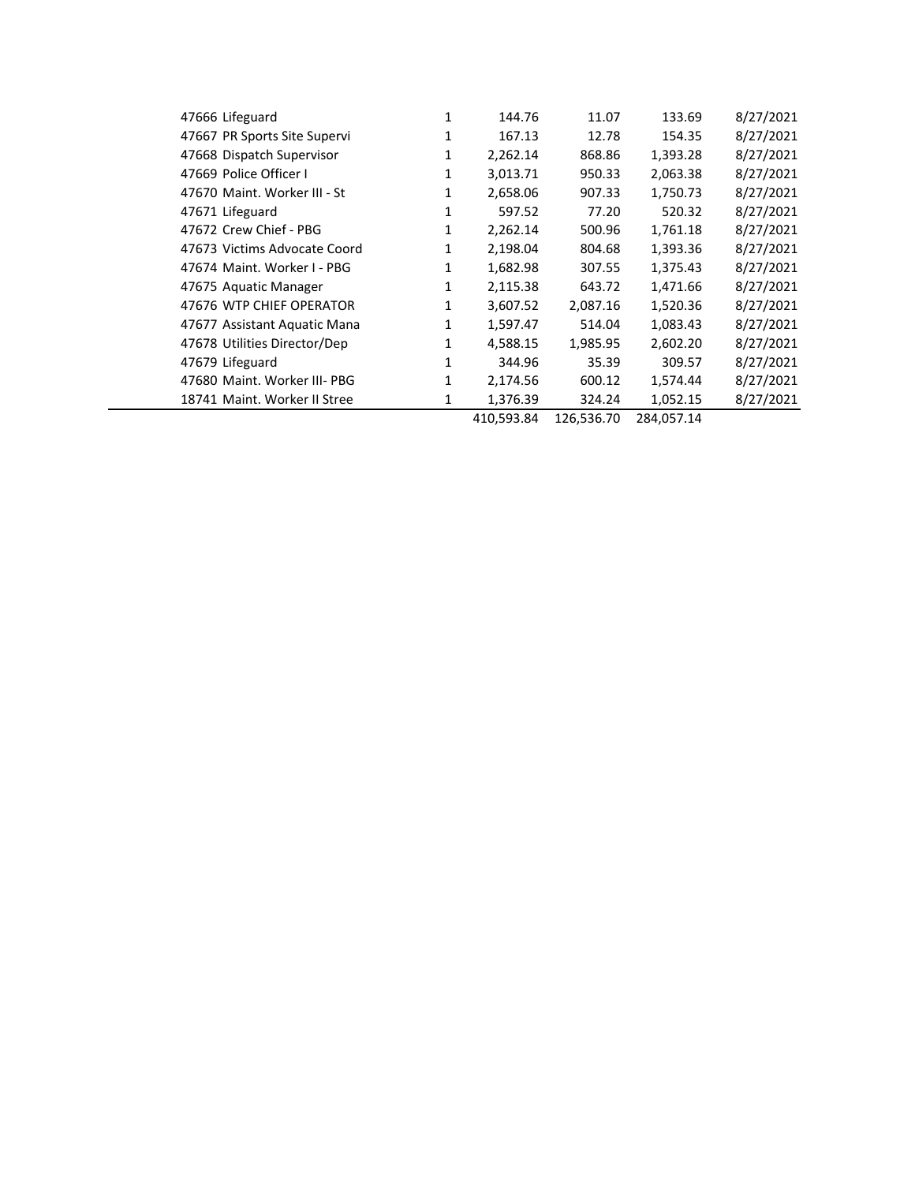| | | | | | |
|---|---|---|---|---|---|
| 47666 Lifeguard | 1 | 144.76 | 11.07 | 133.69 | 8/27/2021 |
| 47667 PR Sports Site Supervi | 1 | 167.13 | 12.78 | 154.35 | 8/27/2021 |
| 47668 Dispatch Supervisor | 1 | 2,262.14 | 868.86 | 1,393.28 | 8/27/2021 |
| 47669 Police Officer I | 1 | 3,013.71 | 950.33 | 2,063.38 | 8/27/2021 |
| 47670 Maint. Worker III - St | 1 | 2,658.06 | 907.33 | 1,750.73 | 8/27/2021 |
| 47671 Lifeguard | 1 | 597.52 | 77.20 | 520.32 | 8/27/2021 |
| 47672 Crew Chief - PBG | 1 | 2,262.14 | 500.96 | 1,761.18 | 8/27/2021 |
| 47673 Victims Advocate Coord | 1 | 2,198.04 | 804.68 | 1,393.36 | 8/27/2021 |
| 47674 Maint. Worker I - PBG | 1 | 1,682.98 | 307.55 | 1,375.43 | 8/27/2021 |
| 47675 Aquatic Manager | 1 | 2,115.38 | 643.72 | 1,471.66 | 8/27/2021 |
| 47676 WTP CHIEF OPERATOR | 1 | 3,607.52 | 2,087.16 | 1,520.36 | 8/27/2021 |
| 47677 Assistant Aquatic Mana | 1 | 1,597.47 | 514.04 | 1,083.43 | 8/27/2021 |
| 47678 Utilities Director/Dep | 1 | 4,588.15 | 1,985.95 | 2,602.20 | 8/27/2021 |
| 47679 Lifeguard | 1 | 344.96 | 35.39 | 309.57 | 8/27/2021 |
| 47680 Maint. Worker III- PBG | 1 | 2,174.56 | 600.12 | 1,574.44 | 8/27/2021 |
| 18741 Maint. Worker II Stree | 1 | 1,376.39 | 324.24 | 1,052.15 | 8/27/2021 |
| | | 410,593.84 | 126,536.70 | 284,057.14 | |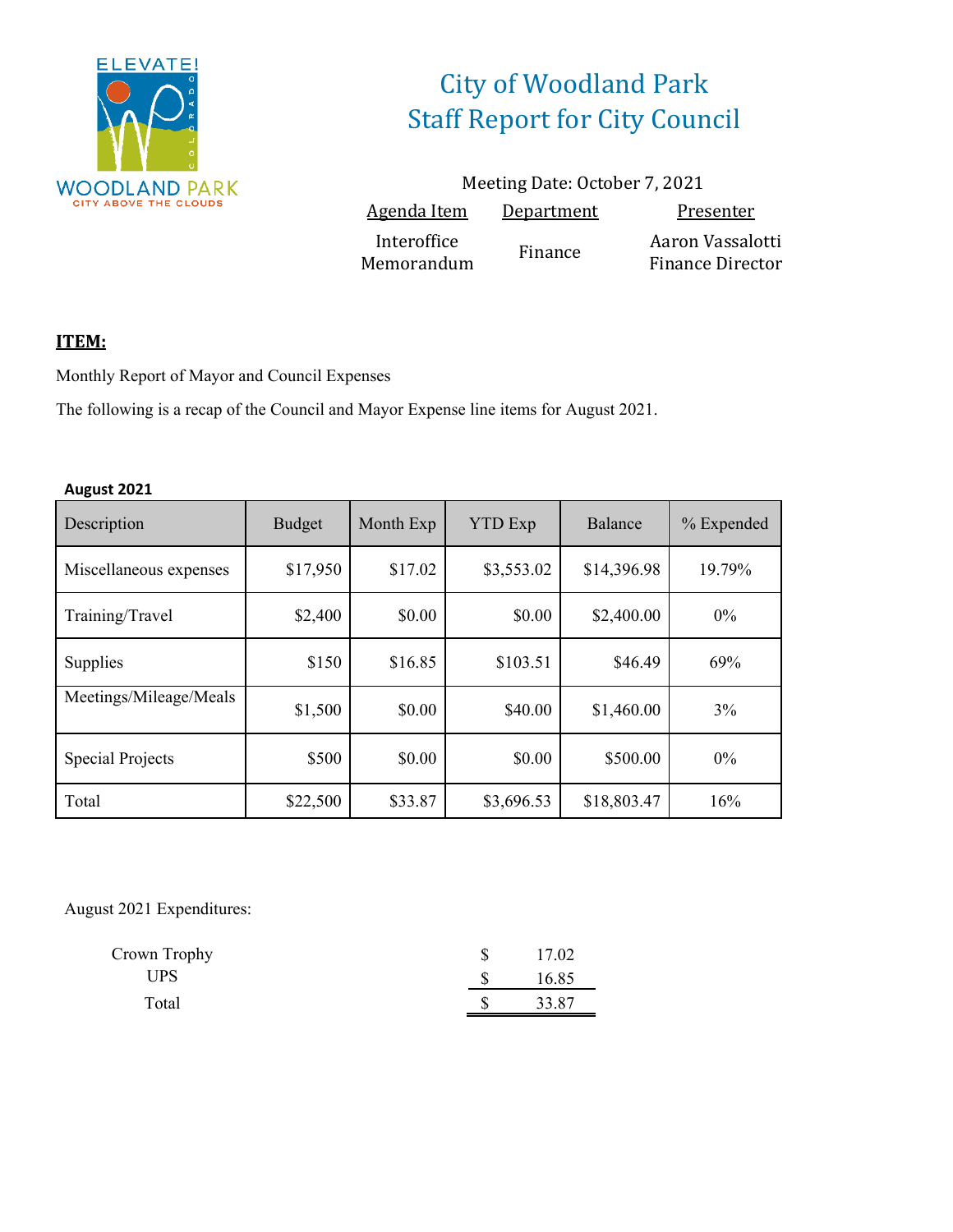# City of Woodland Park
# Staff Report for City Council

Meeting Date: October 7, 2021

| Agenda Item | Department | Presenter |
| --- | --- | --- |
| Interoffice Memorandum | Finance | Aaron Vassalotti Finance Director |

**ITEM:**

Monthly Report of Mayor and Council Expenses

The following is a recap of the Council and Mayor Expense line items for August 2021.

**August 2021**

| Description | Budget | Month Exp | YTD Exp | Balance | % Expended |
| --- | --- | --- | --- | --- | --- |
| Miscellaneous expenses | $17,950 | $17.02 | $3,553.02 | $14,396.98 | 19.79% |
| Training/Travel | $2,400 | $0.00 | $0.00 | $2,400.00 | 0% |
| Supplies | $150 | $16.85 | $103.51 | $46.49 | 69% |
| Meetings/Mileage/Meals | $1,500 | $0.00 | $40.00 | $1,460.00 | 3% |
| Special Projects | $500 | $0.00 | $0.00 | $500.00 | 0% |
| Total | $22,500 | $33.87 | $3,696.53 | $18,803.47 | 16% |

August 2021 Expenditures:

| | |
| --- | --- |
| Crown Trophy | $ 17.02 |
| UPS | $ 16.85 |
| Total | $ 33.87 |